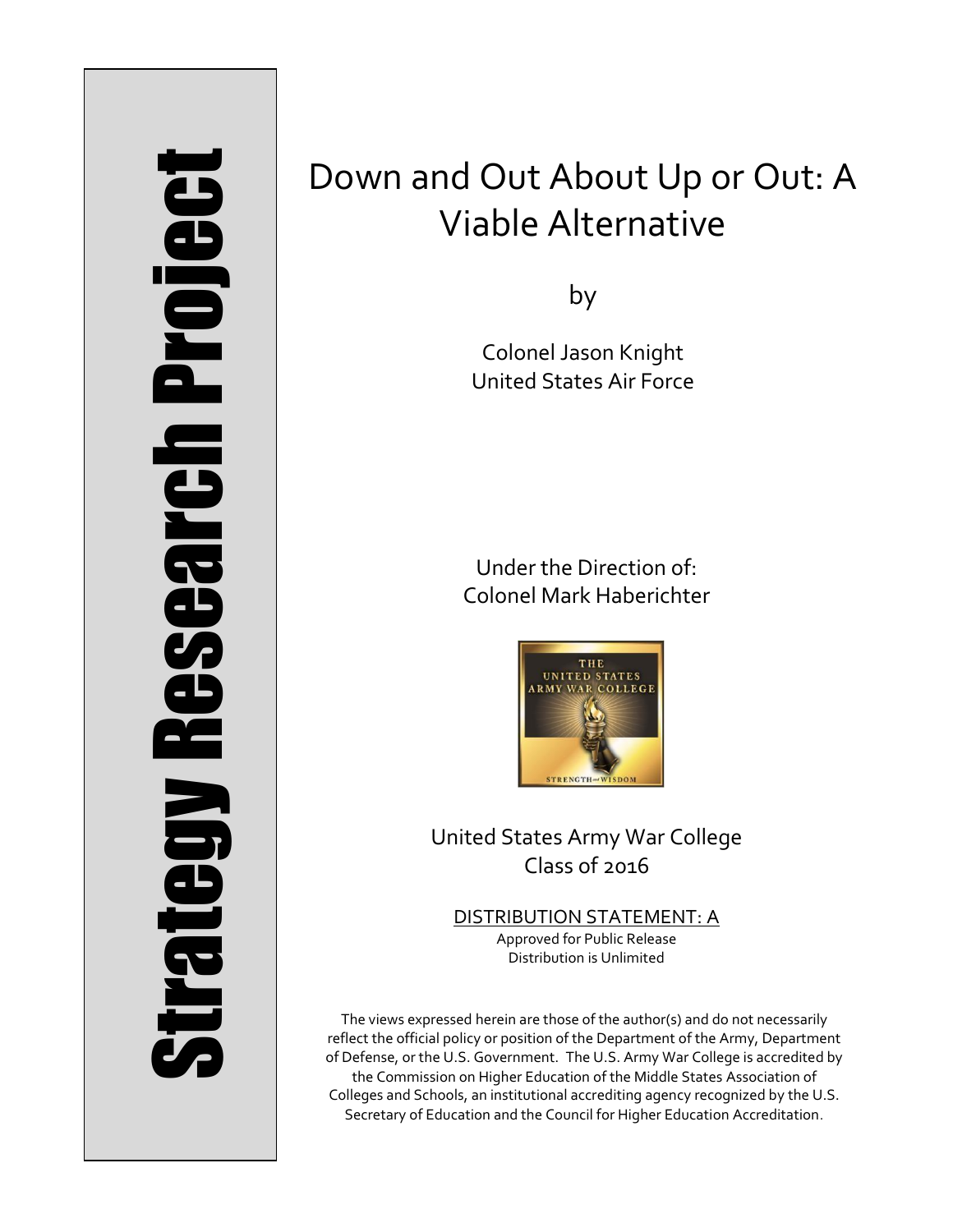Strategy Research Project

# Down and Out About Up or Out: A Viable Alternative

by

Colonel Jason Knight
United States Air Force

Under the Direction of:
Colonel Mark Haberichter

United States Army War College
Class of 2016

DISTRIBUTION STATEMENT: A
Approved for Public Release
Distribution is Unlimited

The views expressed herein are those of the author(s) and do not necessarily reflect the official policy or position of the Department of the Army, Department of Defense, or the U.S. Government. The U.S. Army War College is accredited by the Commission on Higher Education of the Middle States Association of Colleges and Schools, an institutional accrediting agency recognized by the U.S. Secretary of Education and the Council for Higher Education Accreditation.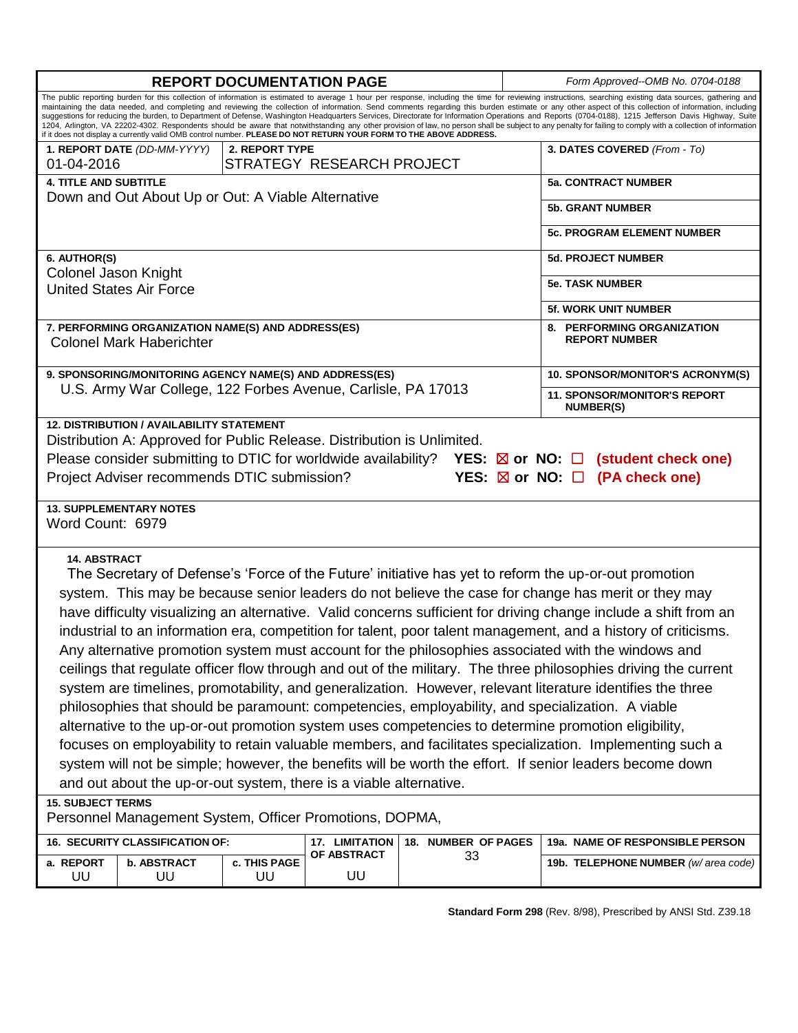# REPORT DOCUMENTATION PAGE

*Form Approved--OMB No. 0704-0188*

The public reporting burden for this collection of information is estimated to average 1 hour per response, including the time for reviewing instructions, searching existing data sources, gathering and maintaining the data needed, and completing and reviewing the collection of information. Send comments regarding this burden estimate or any other aspect of this collection of information, including suggestions for reducing the burden, to Department of Defense, Washington Headquarters Services, Directorate for Information Operations and Reports (0704-0188), 1215 Jefferson Davis Highway, Suite 1204, Arlington, VA 22202-4302. Respondents should be aware that notwithstanding any other provision of law, no person shall be subject to any penalty for failing to comply with a collection of information if it does not display a currently valid OMB control number. **PLEASE DO NOT RETURN YOUR FORM TO THE ABOVE ADDRESS.**

**1. REPORT DATE** *(DD-MM-YYYY)*
01-04-2016

**2. REPORT TYPE**
STRATEGY RESEARCH PROJECT

**3. DATES COVERED** *(From - To)*

**4. TITLE AND SUBTITLE**
Down and Out About Up or Out: A Viable Alternative

**5a. CONTRACT NUMBER**

**5b. GRANT NUMBER**

**5c. PROGRAM ELEMENT NUMBER**

**6. AUTHOR(S)**
Colonel Jason Knight
United States Air Force

**5d. PROJECT NUMBER**

**5e. TASK NUMBER**

**5f. WORK UNIT NUMBER**

**7. PERFORMING ORGANIZATION NAME(S) AND ADDRESS(ES)**
Colonel Mark Haberichter

**8. PERFORMING ORGANIZATION REPORT NUMBER**

**9. SPONSORING/MONITORING AGENCY NAME(S) AND ADDRESS(ES)**
U.S. Army War College, 122 Forbes Avenue, Carlisle, PA 17013

**10. SPONSOR/MONITOR'S ACRONYM(S)**

**11. SPONSOR/MONITOR'S REPORT NUMBER(S)**

**12. DISTRIBUTION / AVAILABILITY STATEMENT**
Distribution A: Approved for Public Release. Distribution is Unlimited.
Please consider submitting to DTIC for worldwide availability? **YES: ☒ or NO: ☐ (student check one)**
Project Adviser recommends DTIC submission? **YES: ☒ or NO: ☐ (PA check one)**

**13. SUPPLEMENTARY NOTES**
Word Count: 6979

**14. ABSTRACT**
The Secretary of Defense's 'Force of the Future' initiative has yet to reform the up-or-out promotion system. This may be because senior leaders do not believe the case for change has merit or they may have difficulty visualizing an alternative. Valid concerns sufficient for driving change include a shift from an industrial to an information era, competition for talent, poor talent management, and a history of criticisms. Any alternative promotion system must account for the philosophies associated with the windows and ceilings that regulate officer flow through and out of the military. The three philosophies driving the current system are timelines, promotability, and generalization. However, relevant literature identifies the three philosophies that should be paramount: competencies, employability, and specialization. A viable alternative to the up-or-out promotion system uses competencies to determine promotion eligibility, focuses on employability to retain valuable members, and facilitates specialization. Implementing such a system will not be simple; however, the benefits will be worth the effort. If senior leaders become down and out about the up-or-out system, there is a viable alternative.

**15. SUBJECT TERMS**
Personnel Management System, Officer Promotions, DOPMA,

| 16. SECURITY CLASSIFICATION OF: | | | 17. LIMITATION OF ABSTRACT | 18. NUMBER OF PAGES | 19a. NAME OF RESPONSIBLE PERSON |
|---|---|---|---|---|---|
| a. REPORT | b. ABSTRACT | c. THIS PAGE | | | 19b. TELEPHONE NUMBER *(w/ area code)* |
| UU | UU | UU | UU | 33 | |

**Standard Form 298** (Rev. 8/98), Prescribed by ANSI Std. Z39.18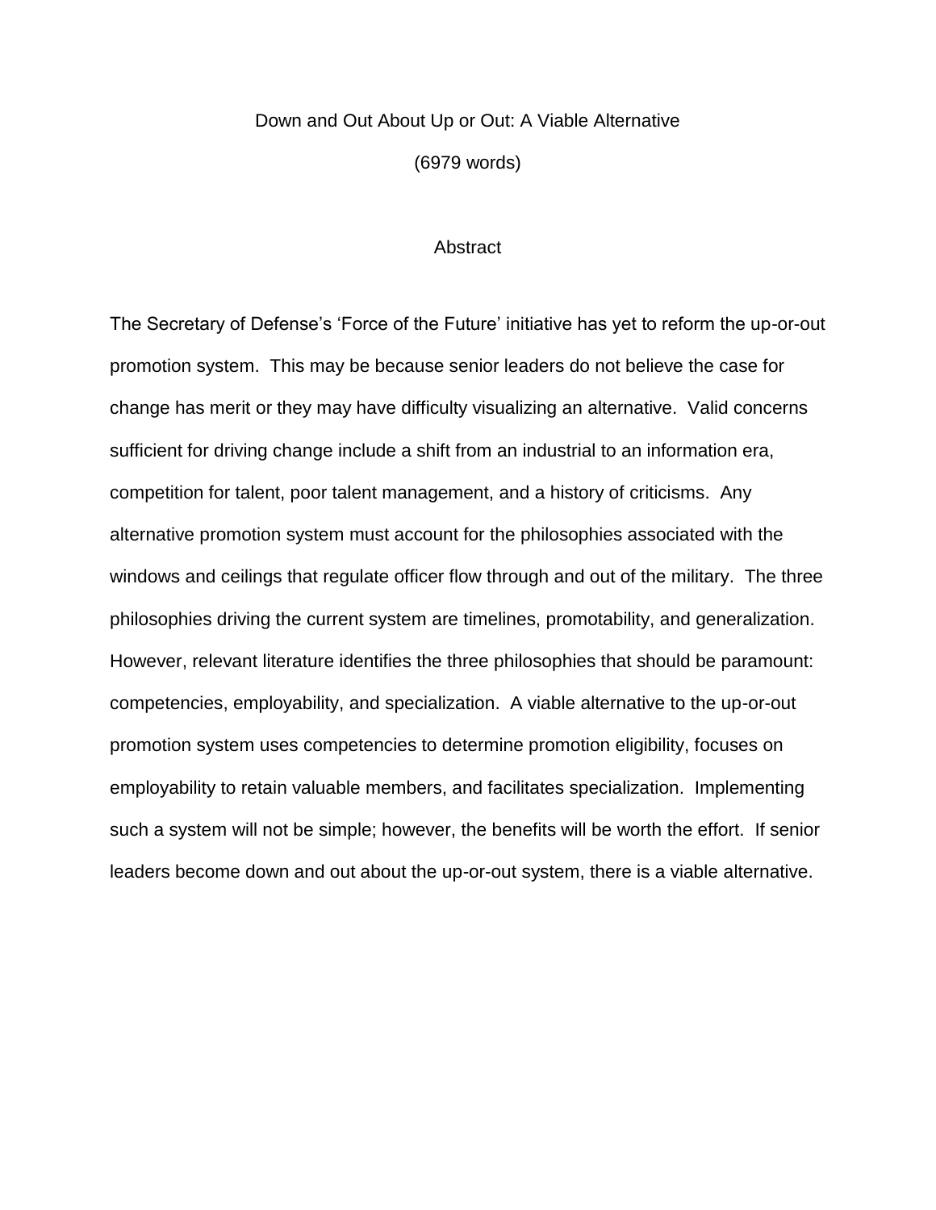# Down and Out About Up or Out: A Viable Alternative

(6979 words)

## Abstract

The Secretary of Defense's 'Force of the Future' initiative has yet to reform the up-or-out promotion system. This may be because senior leaders do not believe the case for change has merit or they may have difficulty visualizing an alternative. Valid concerns sufficient for driving change include a shift from an industrial to an information era, competition for talent, poor talent management, and a history of criticisms. Any alternative promotion system must account for the philosophies associated with the windows and ceilings that regulate officer flow through and out of the military. The three philosophies driving the current system are timelines, promotability, and generalization. However, relevant literature identifies the three philosophies that should be paramount: competencies, employability, and specialization. A viable alternative to the up-or-out promotion system uses competencies to determine promotion eligibility, focuses on employability to retain valuable members, and facilitates specialization. Implementing such a system will not be simple; however, the benefits will be worth the effort. If senior leaders become down and out about the up-or-out system, there is a viable alternative.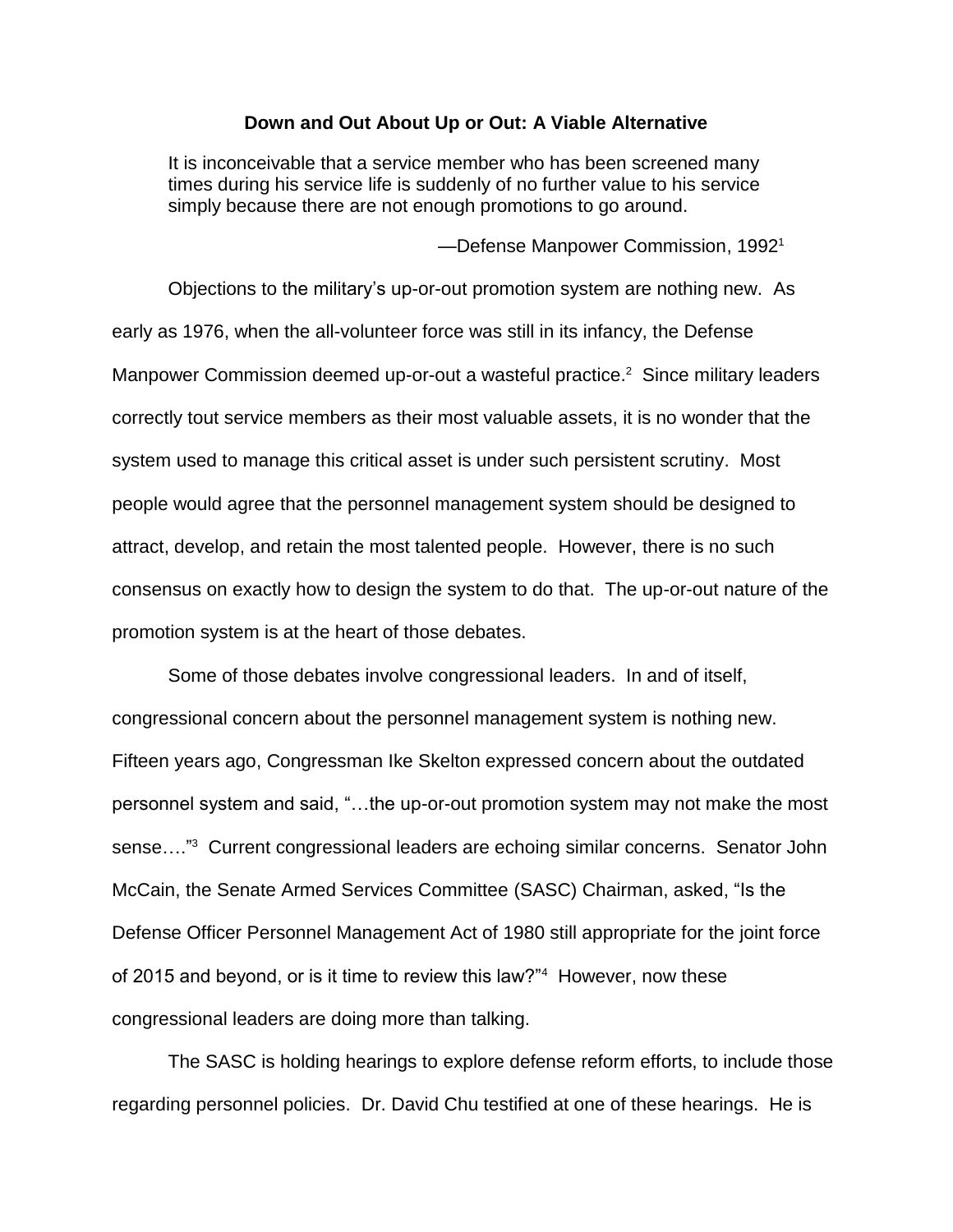## Down and Out About Up or Out: A Viable Alternative

> It is inconceivable that a service member who has been screened many times during his service life is suddenly of no further value to his service simply because there are not enough promotions to go around.
>
> —Defense Manpower Commission, 1992[1]

Objections to the military's up-or-out promotion system are nothing new. As early as 1976, when the all-volunteer force was still in its infancy, the Defense Manpower Commission deemed up-or-out a wasteful practice.[2] Since military leaders correctly tout service members as their most valuable assets, it is no wonder that the system used to manage this critical asset is under such persistent scrutiny. Most people would agree that the personnel management system should be designed to attract, develop, and retain the most talented people. However, there is no such consensus on exactly how to design the system to do that. The up-or-out nature of the promotion system is at the heart of those debates.

Some of those debates involve congressional leaders. In and of itself, congressional concern about the personnel management system is nothing new. Fifteen years ago, Congressman Ike Skelton expressed concern about the outdated personnel system and said, "…the up-or-out promotion system may not make the most sense…."[3] Current congressional leaders are echoing similar concerns. Senator John McCain, the Senate Armed Services Committee (SASC) Chairman, asked, "Is the Defense Officer Personnel Management Act of 1980 still appropriate for the joint force of 2015 and beyond, or is it time to review this law?"[4] However, now these congressional leaders are doing more than talking.

The SASC is holding hearings to explore defense reform efforts, to include those regarding personnel policies. Dr. David Chu testified at one of these hearings. He is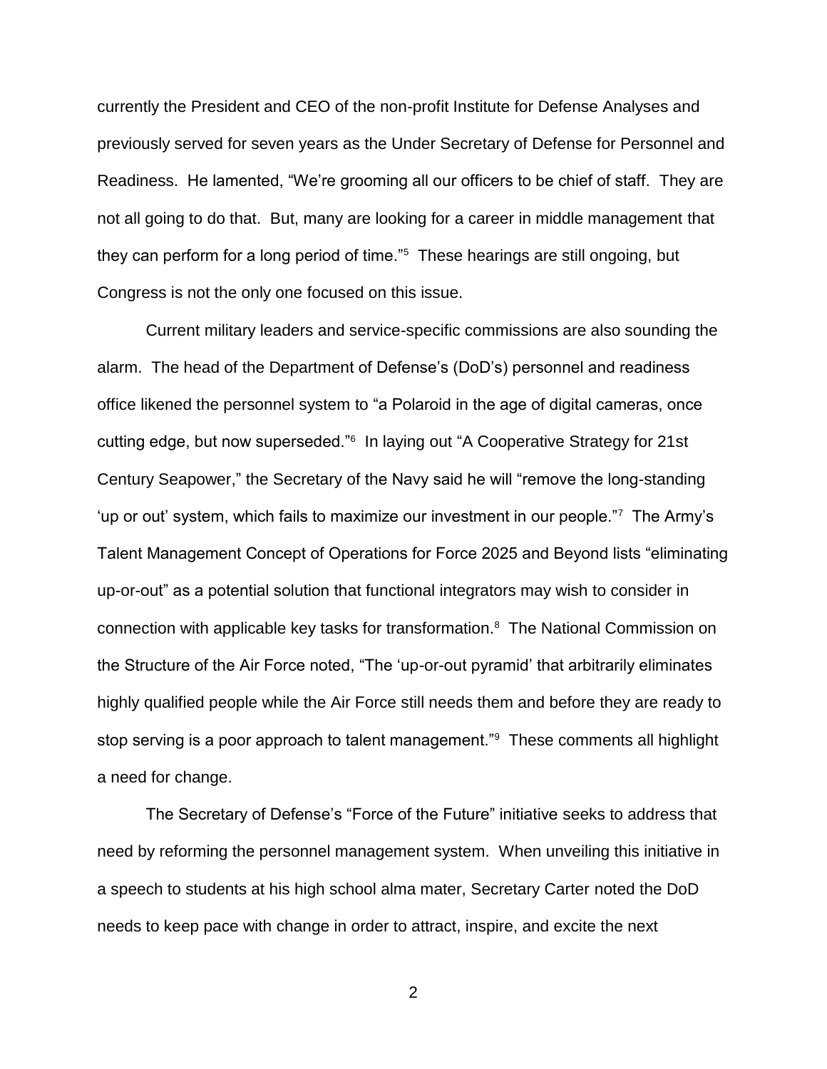currently the President and CEO of the non-profit Institute for Defense Analyses and previously served for seven years as the Under Secretary of Defense for Personnel and Readiness. He lamented, "We're grooming all our officers to be chief of staff. They are not all going to do that. But, many are looking for a career in middle management that they can perform for a long period of time."[5] These hearings are still ongoing, but Congress is not the only one focused on this issue.

Current military leaders and service-specific commissions are also sounding the alarm. The head of the Department of Defense's (DoD's) personnel and readiness office likened the personnel system to "a Polaroid in the age of digital cameras, once cutting edge, but now superseded."[6] In laying out "A Cooperative Strategy for 21st Century Seapower," the Secretary of the Navy said he will "remove the long-standing 'up or out' system, which fails to maximize our investment in our people."[7] The Army's Talent Management Concept of Operations for Force 2025 and Beyond lists "eliminating up-or-out" as a potential solution that functional integrators may wish to consider in connection with applicable key tasks for transformation.[8] The National Commission on the Structure of the Air Force noted, "The 'up-or-out pyramid' that arbitrarily eliminates highly qualified people while the Air Force still needs them and before they are ready to stop serving is a poor approach to talent management."[9] These comments all highlight a need for change.

The Secretary of Defense's "Force of the Future" initiative seeks to address that need by reforming the personnel management system. When unveiling this initiative in a speech to students at his high school alma mater, Secretary Carter noted the DoD needs to keep pace with change in order to attract, inspire, and excite the next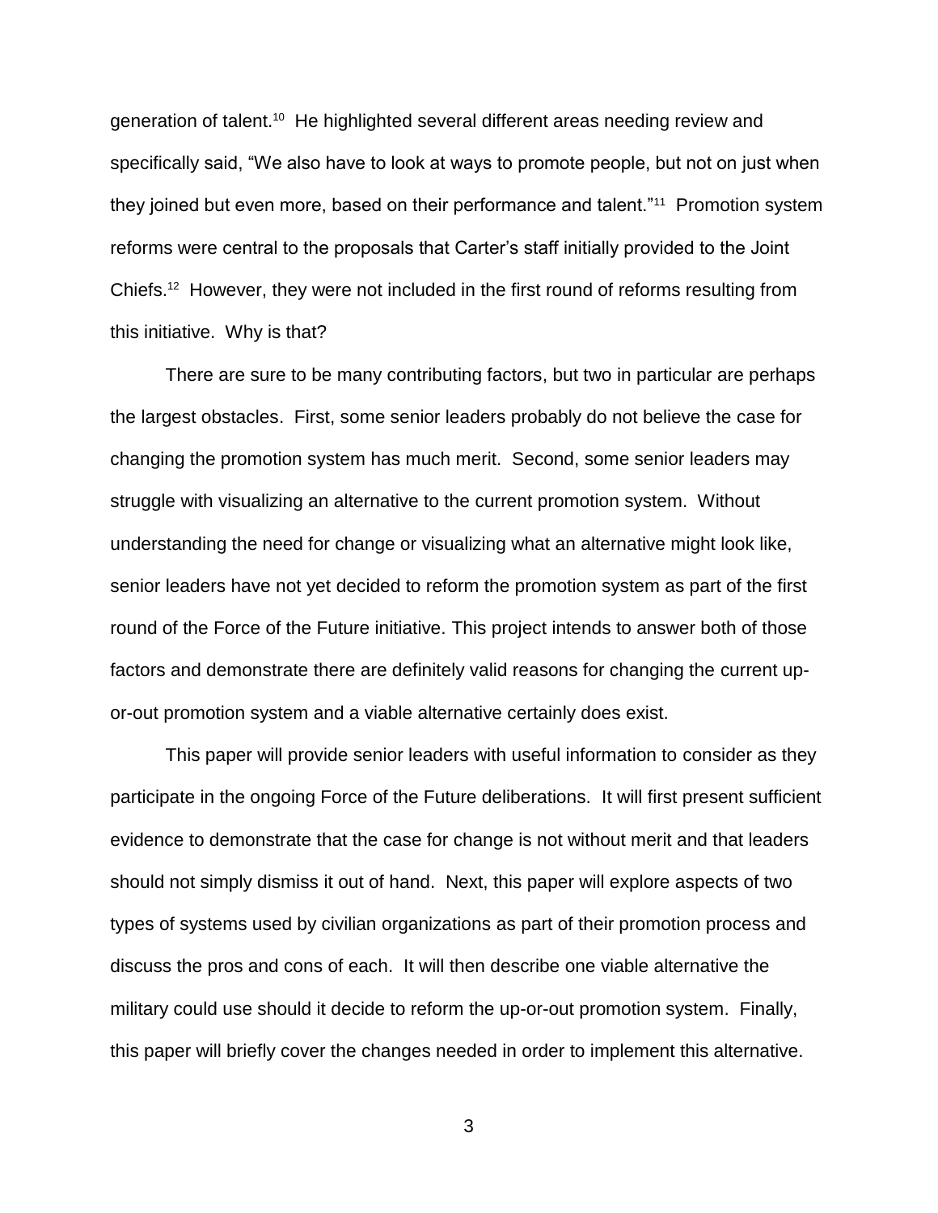generation of talent.[10] He highlighted several different areas needing review and specifically said, "We also have to look at ways to promote people, but not on just when they joined but even more, based on their performance and talent."[11] Promotion system reforms were central to the proposals that Carter's staff initially provided to the Joint Chiefs.[12] However, they were not included in the first round of reforms resulting from this initiative. Why is that?

There are sure to be many contributing factors, but two in particular are perhaps the largest obstacles. First, some senior leaders probably do not believe the case for changing the promotion system has much merit. Second, some senior leaders may struggle with visualizing an alternative to the current promotion system. Without understanding the need for change or visualizing what an alternative might look like, senior leaders have not yet decided to reform the promotion system as part of the first round of the Force of the Future initiative. This project intends to answer both of those factors and demonstrate there are definitely valid reasons for changing the current up-or-out promotion system and a viable alternative certainly does exist.

This paper will provide senior leaders with useful information to consider as they participate in the ongoing Force of the Future deliberations. It will first present sufficient evidence to demonstrate that the case for change is not without merit and that leaders should not simply dismiss it out of hand. Next, this paper will explore aspects of two types of systems used by civilian organizations as part of their promotion process and discuss the pros and cons of each. It will then describe one viable alternative the military could use should it decide to reform the up-or-out promotion system. Finally, this paper will briefly cover the changes needed in order to implement this alternative.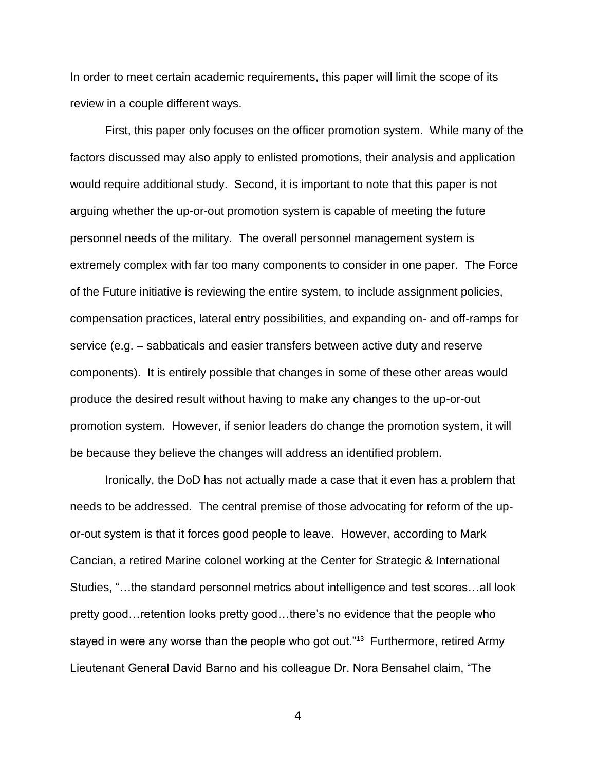In order to meet certain academic requirements, this paper will limit the scope of its review in a couple different ways.

First, this paper only focuses on the officer promotion system. While many of the factors discussed may also apply to enlisted promotions, their analysis and application would require additional study. Second, it is important to note that this paper is not arguing whether the up-or-out promotion system is capable of meeting the future personnel needs of the military. The overall personnel management system is extremely complex with far too many components to consider in one paper. The Force of the Future initiative is reviewing the entire system, to include assignment policies, compensation practices, lateral entry possibilities, and expanding on- and off-ramps for service (e.g. – sabbaticals and easier transfers between active duty and reserve components). It is entirely possible that changes in some of these other areas would produce the desired result without having to make any changes to the up-or-out promotion system. However, if senior leaders do change the promotion system, it will be because they believe the changes will address an identified problem.

Ironically, the DoD has not actually made a case that it even has a problem that needs to be addressed. The central premise of those advocating for reform of the up-or-out system is that it forces good people to leave. However, according to Mark Cancian, a retired Marine colonel working at the Center for Strategic & International Studies, "…the standard personnel metrics about intelligence and test scores…all look pretty good…retention looks pretty good…there's no evidence that the people who stayed in were any worse than the people who got out."[13] Furthermore, retired Army Lieutenant General David Barno and his colleague Dr. Nora Bensahel claim, "The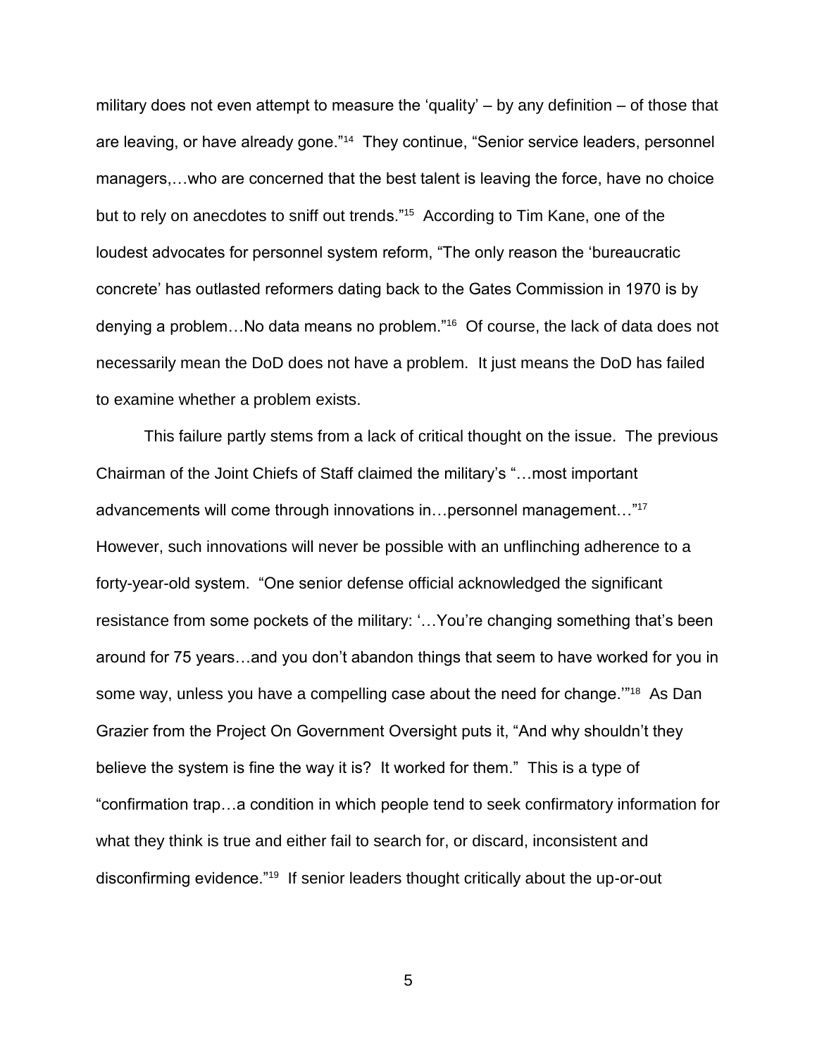military does not even attempt to measure the 'quality' – by any definition – of those that are leaving, or have already gone."[14] They continue, "Senior service leaders, personnel managers,…who are concerned that the best talent is leaving the force, have no choice but to rely on anecdotes to sniff out trends."[15] According to Tim Kane, one of the loudest advocates for personnel system reform, "The only reason the 'bureaucratic concrete' has outlasted reformers dating back to the Gates Commission in 1970 is by denying a problem…No data means no problem."[16] Of course, the lack of data does not necessarily mean the DoD does not have a problem. It just means the DoD has failed to examine whether a problem exists.

This failure partly stems from a lack of critical thought on the issue. The previous Chairman of the Joint Chiefs of Staff claimed the military's "…most important advancements will come through innovations in…personnel management…"[17] However, such innovations will never be possible with an unflinching adherence to a forty-year-old system. "One senior defense official acknowledged the significant resistance from some pockets of the military: '…You're changing something that's been around for 75 years…and you don't abandon things that seem to have worked for you in some way, unless you have a compelling case about the need for change.'"[18] As Dan Grazier from the Project On Government Oversight puts it, "And why shouldn't they believe the system is fine the way it is? It worked for them." This is a type of "confirmation trap…a condition in which people tend to seek confirmatory information for what they think is true and either fail to search for, or discard, inconsistent and disconfirming evidence."[19] If senior leaders thought critically about the up-or-out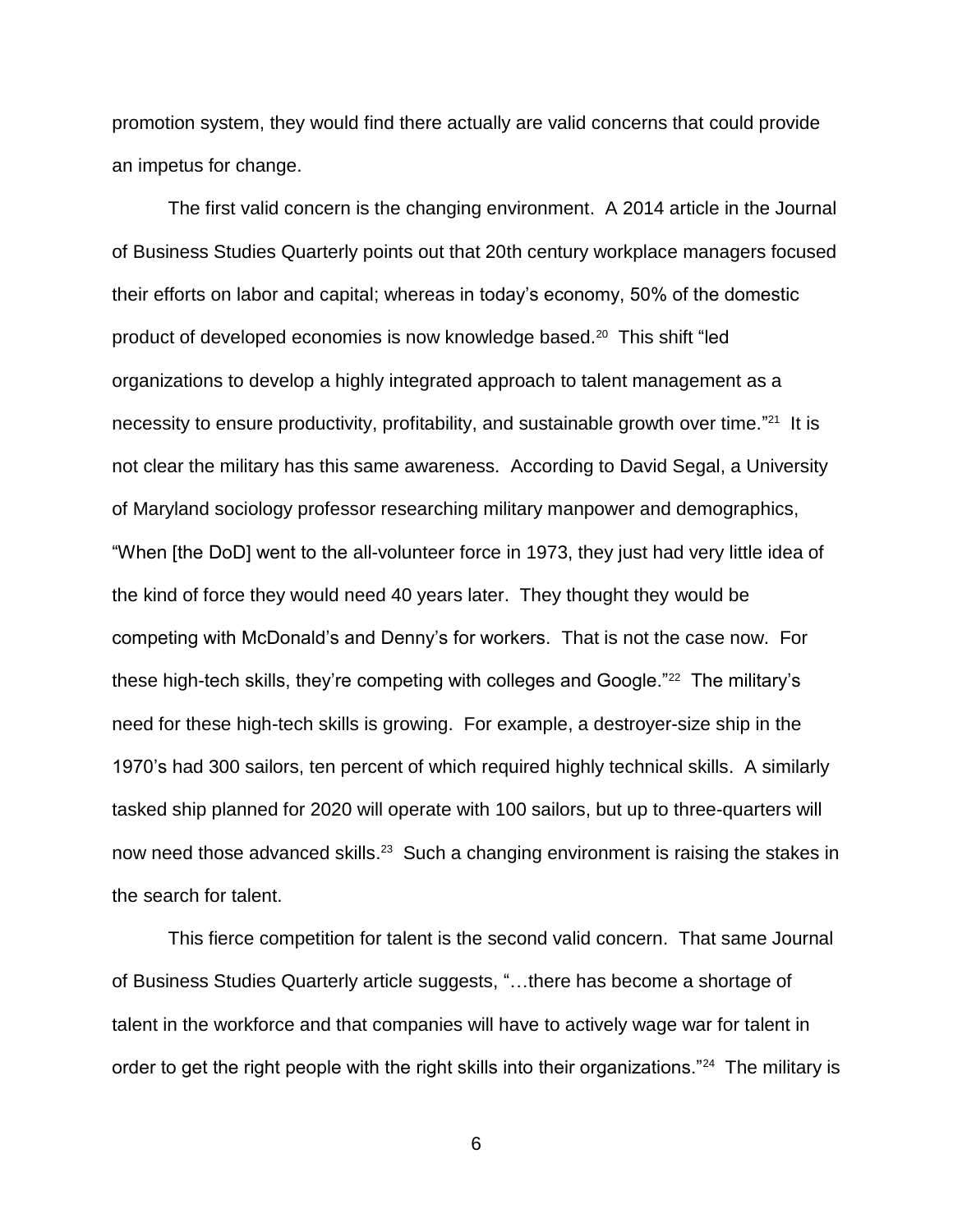promotion system, they would find there actually are valid concerns that could provide an impetus for change.

The first valid concern is the changing environment. A 2014 article in the Journal of Business Studies Quarterly points out that 20th century workplace managers focused their efforts on labor and capital; whereas in today's economy, 50% of the domestic product of developed economies is now knowledge based.[20] This shift "led organizations to develop a highly integrated approach to talent management as a necessity to ensure productivity, profitability, and sustainable growth over time."[21] It is not clear the military has this same awareness. According to David Segal, a University of Maryland sociology professor researching military manpower and demographics, "When [the DoD] went to the all-volunteer force in 1973, they just had very little idea of the kind of force they would need 40 years later. They thought they would be competing with McDonald's and Denny's for workers. That is not the case now. For these high-tech skills, they're competing with colleges and Google."[22] The military's need for these high-tech skills is growing. For example, a destroyer-size ship in the 1970's had 300 sailors, ten percent of which required highly technical skills. A similarly tasked ship planned for 2020 will operate with 100 sailors, but up to three-quarters will now need those advanced skills.[23] Such a changing environment is raising the stakes in the search for talent.

This fierce competition for talent is the second valid concern. That same Journal of Business Studies Quarterly article suggests, "…there has become a shortage of talent in the workforce and that companies will have to actively wage war for talent in order to get the right people with the right skills into their organizations."[24] The military is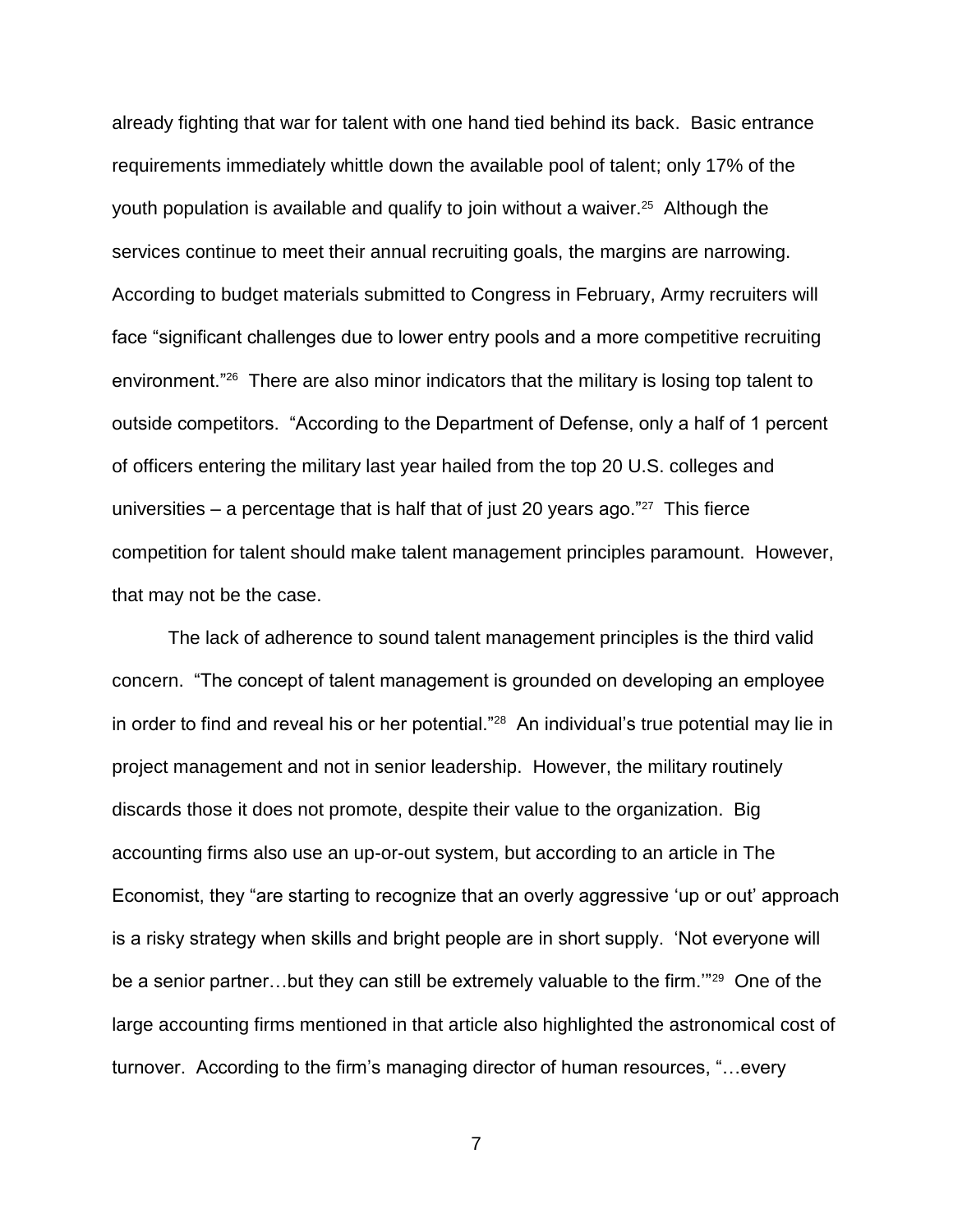already fighting that war for talent with one hand tied behind its back. Basic entrance requirements immediately whittle down the available pool of talent; only 17% of the youth population is available and qualify to join without a waiver.[25] Although the services continue to meet their annual recruiting goals, the margins are narrowing. According to budget materials submitted to Congress in February, Army recruiters will face "significant challenges due to lower entry pools and a more competitive recruiting environment."[26] There are also minor indicators that the military is losing top talent to outside competitors. "According to the Department of Defense, only a half of 1 percent of officers entering the military last year hailed from the top 20 U.S. colleges and universities – a percentage that is half that of just 20 years ago."[27] This fierce competition for talent should make talent management principles paramount. However, that may not be the case.

The lack of adherence to sound talent management principles is the third valid concern. "The concept of talent management is grounded on developing an employee in order to find and reveal his or her potential."[28] An individual's true potential may lie in project management and not in senior leadership. However, the military routinely discards those it does not promote, despite their value to the organization. Big accounting firms also use an up-or-out system, but according to an article in The Economist, they "are starting to recognize that an overly aggressive 'up or out' approach is a risky strategy when skills and bright people are in short supply. 'Not everyone will be a senior partner…but they can still be extremely valuable to the firm.'"[29] One of the large accounting firms mentioned in that article also highlighted the astronomical cost of turnover. According to the firm's managing director of human resources, "…every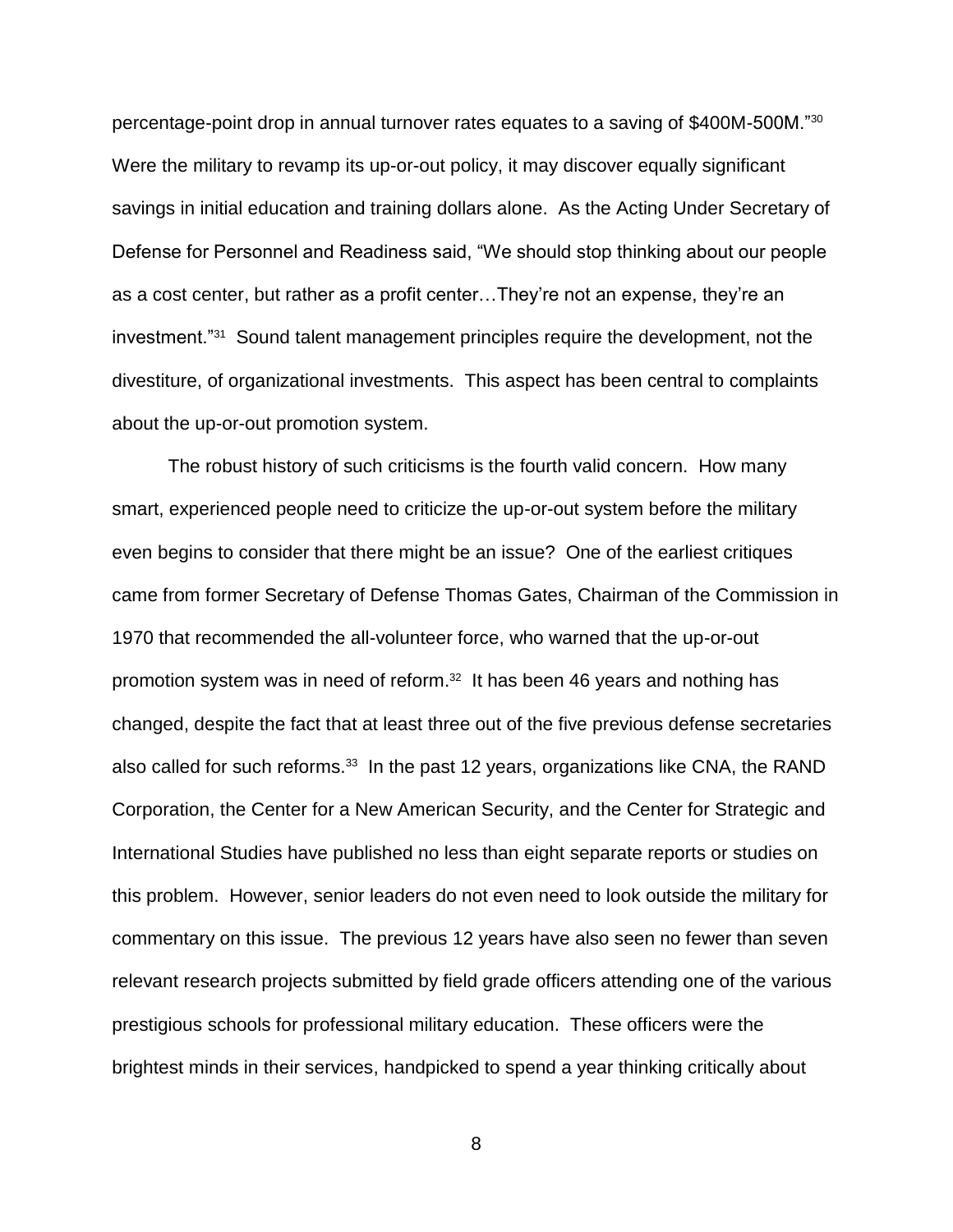percentage-point drop in annual turnover rates equates to a saving of $400M-500M."[30] Were the military to revamp its up-or-out policy, it may discover equally significant savings in initial education and training dollars alone. As the Acting Under Secretary of Defense for Personnel and Readiness said, "We should stop thinking about our people as a cost center, but rather as a profit center…They're not an expense, they're an investment."[31] Sound talent management principles require the development, not the divestiture, of organizational investments. This aspect has been central to complaints about the up-or-out promotion system.

The robust history of such criticisms is the fourth valid concern. How many smart, experienced people need to criticize the up-or-out system before the military even begins to consider that there might be an issue? One of the earliest critiques came from former Secretary of Defense Thomas Gates, Chairman of the Commission in 1970 that recommended the all-volunteer force, who warned that the up-or-out promotion system was in need of reform.[32] It has been 46 years and nothing has changed, despite the fact that at least three out of the five previous defense secretaries also called for such reforms.[33] In the past 12 years, organizations like CNA, the RAND Corporation, the Center for a New American Security, and the Center for Strategic and International Studies have published no less than eight separate reports or studies on this problem. However, senior leaders do not even need to look outside the military for commentary on this issue. The previous 12 years have also seen no fewer than seven relevant research projects submitted by field grade officers attending one of the various prestigious schools for professional military education. These officers were the brightest minds in their services, handpicked to spend a year thinking critically about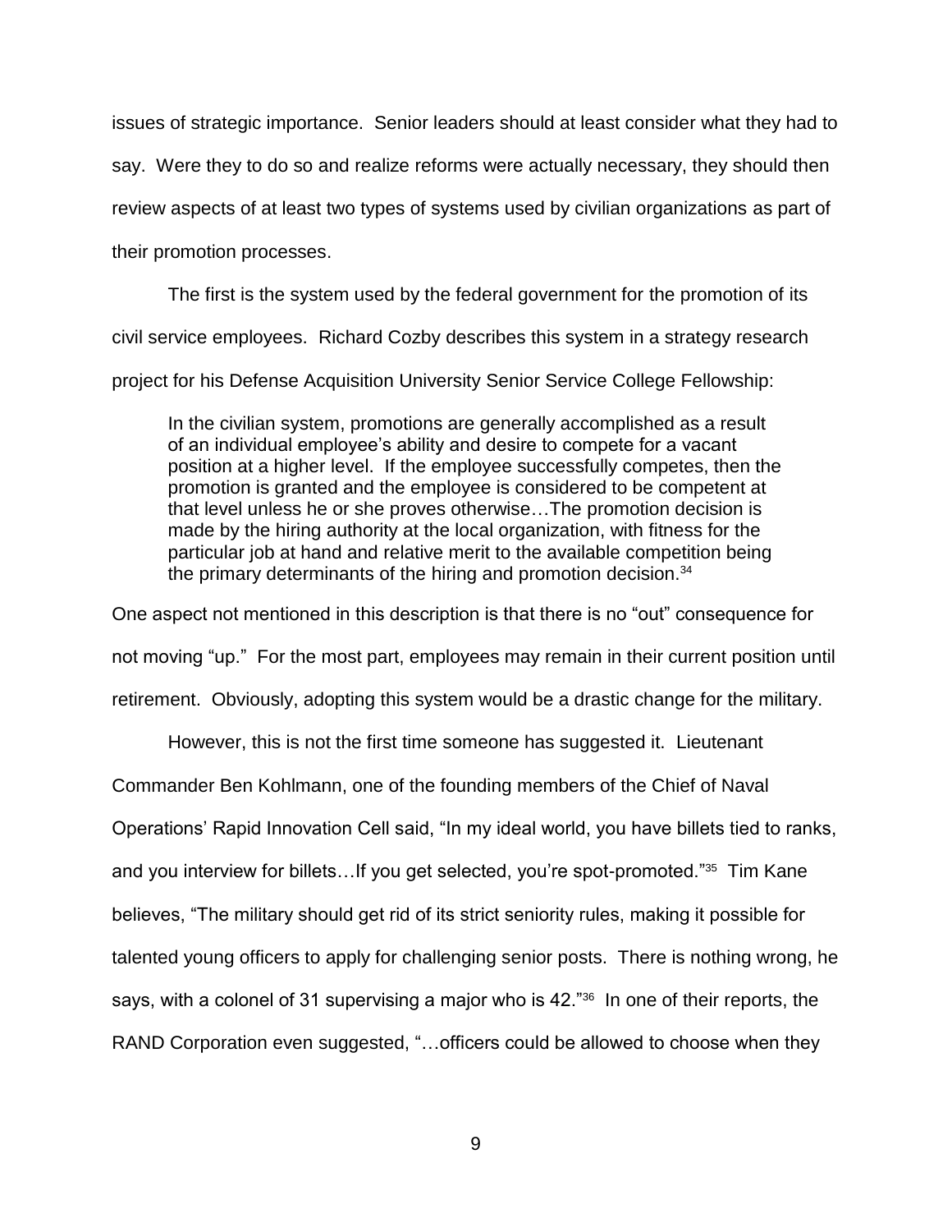issues of strategic importance. Senior leaders should at least consider what they had to say. Were they to do so and realize reforms were actually necessary, they should then review aspects of at least two types of systems used by civilian organizations as part of their promotion processes.

The first is the system used by the federal government for the promotion of its civil service employees. Richard Cozby describes this system in a strategy research project for his Defense Acquisition University Senior Service College Fellowship:

> In the civilian system, promotions are generally accomplished as a result of an individual employee's ability and desire to compete for a vacant position at a higher level. If the employee successfully competes, then the promotion is granted and the employee is considered to be competent at that level unless he or she proves otherwise…The promotion decision is made by the hiring authority at the local organization, with fitness for the particular job at hand and relative merit to the available competition being the primary determinants of the hiring and promotion decision.[34]

One aspect not mentioned in this description is that there is no "out" consequence for not moving "up." For the most part, employees may remain in their current position until retirement. Obviously, adopting this system would be a drastic change for the military.

However, this is not the first time someone has suggested it. Lieutenant Commander Ben Kohlmann, one of the founding members of the Chief of Naval Operations' Rapid Innovation Cell said, "In my ideal world, you have billets tied to ranks, and you interview for billets…If you get selected, you're spot-promoted."[35] Tim Kane believes, "The military should get rid of its strict seniority rules, making it possible for talented young officers to apply for challenging senior posts. There is nothing wrong, he says, with a colonel of 31 supervising a major who is 42."[36] In one of their reports, the RAND Corporation even suggested, "…officers could be allowed to choose when they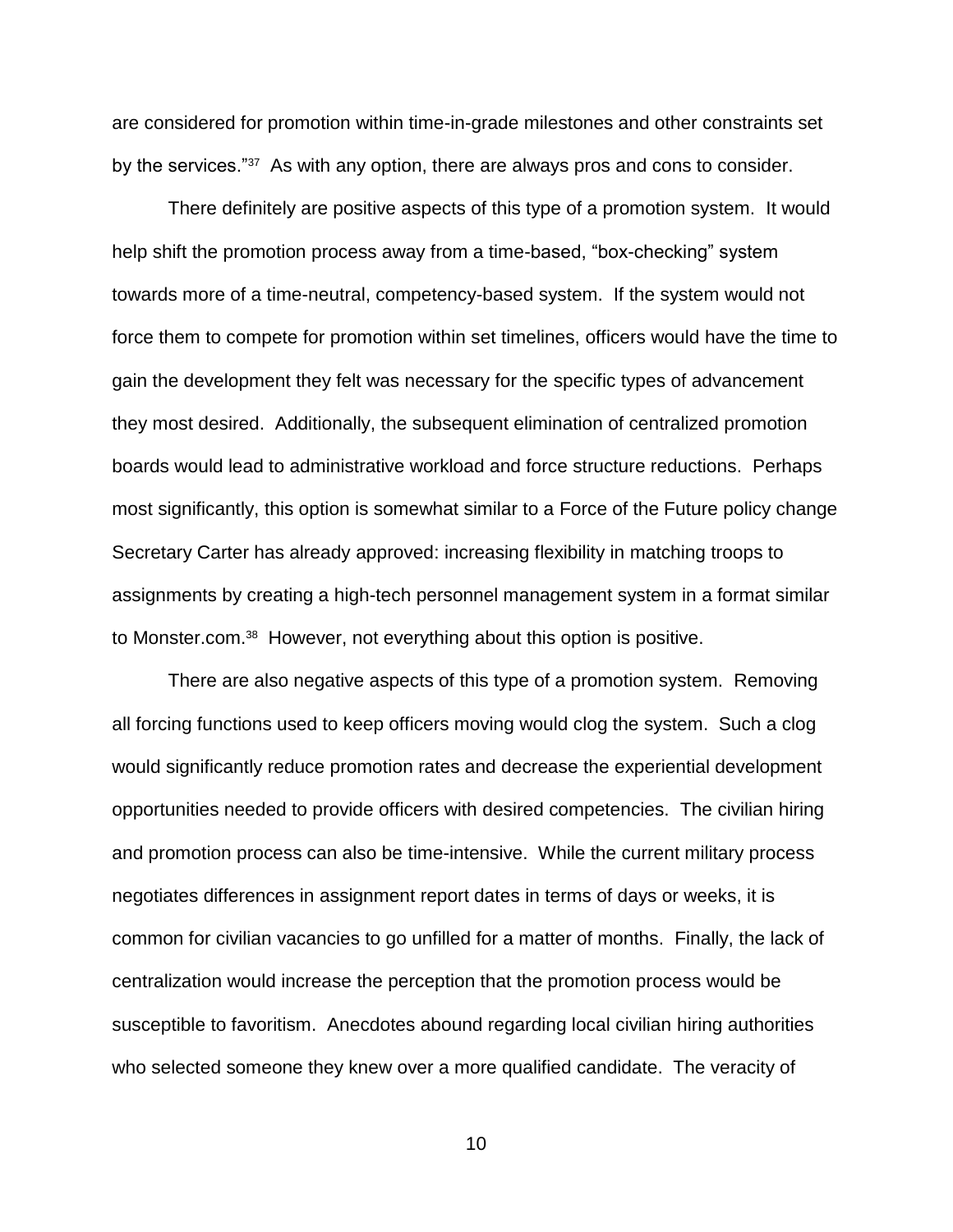are considered for promotion within time-in-grade milestones and other constraints set by the services."[37] As with any option, there are always pros and cons to consider.

There definitely are positive aspects of this type of a promotion system. It would help shift the promotion process away from a time-based, "box-checking" system towards more of a time-neutral, competency-based system. If the system would not force them to compete for promotion within set timelines, officers would have the time to gain the development they felt was necessary for the specific types of advancement they most desired. Additionally, the subsequent elimination of centralized promotion boards would lead to administrative workload and force structure reductions. Perhaps most significantly, this option is somewhat similar to a Force of the Future policy change Secretary Carter has already approved: increasing flexibility in matching troops to assignments by creating a high-tech personnel management system in a format similar to Monster.com.[38] However, not everything about this option is positive.

There are also negative aspects of this type of a promotion system. Removing all forcing functions used to keep officers moving would clog the system. Such a clog would significantly reduce promotion rates and decrease the experiential development opportunities needed to provide officers with desired competencies. The civilian hiring and promotion process can also be time-intensive. While the current military process negotiates differences in assignment report dates in terms of days or weeks, it is common for civilian vacancies to go unfilled for a matter of months. Finally, the lack of centralization would increase the perception that the promotion process would be susceptible to favoritism. Anecdotes abound regarding local civilian hiring authorities who selected someone they knew over a more qualified candidate. The veracity of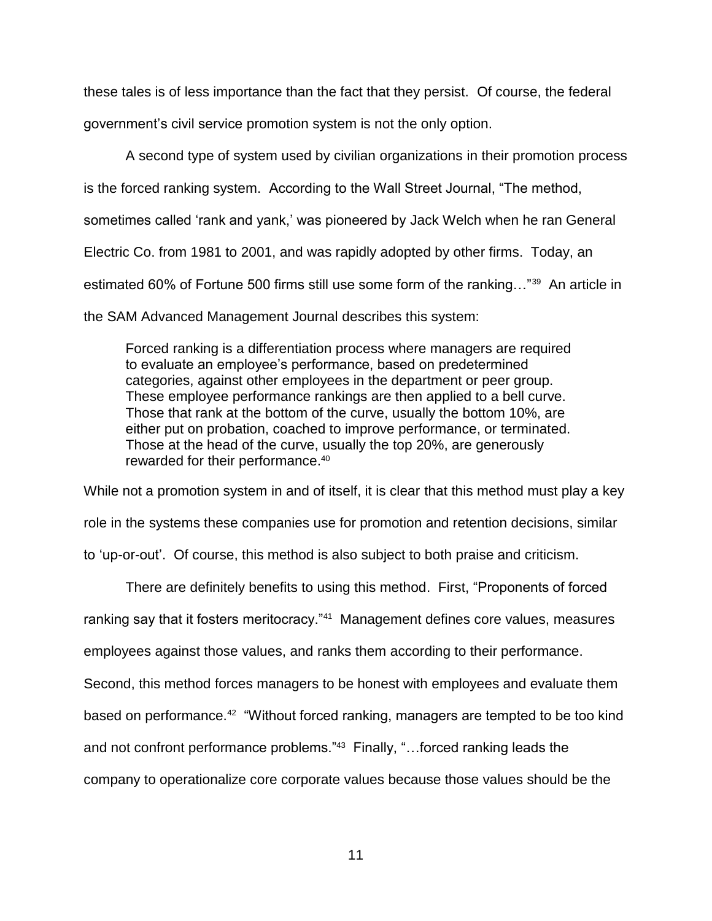these tales is of less importance than the fact that they persist. Of course, the federal government's civil service promotion system is not the only option.

A second type of system used by civilian organizations in their promotion process is the forced ranking system. According to the Wall Street Journal, "The method, sometimes called 'rank and yank,' was pioneered by Jack Welch when he ran General Electric Co. from 1981 to 2001, and was rapidly adopted by other firms. Today, an estimated 60% of Fortune 500 firms still use some form of the ranking…"[39] An article in the SAM Advanced Management Journal describes this system:

> Forced ranking is a differentiation process where managers are required to evaluate an employee's performance, based on predetermined categories, against other employees in the department or peer group. These employee performance rankings are then applied to a bell curve. Those that rank at the bottom of the curve, usually the bottom 10%, are either put on probation, coached to improve performance, or terminated. Those at the head of the curve, usually the top 20%, are generously rewarded for their performance.[40]

While not a promotion system in and of itself, it is clear that this method must play a key role in the systems these companies use for promotion and retention decisions, similar to 'up-or-out'. Of course, this method is also subject to both praise and criticism.

There are definitely benefits to using this method. First, "Proponents of forced ranking say that it fosters meritocracy."[41] Management defines core values, measures employees against those values, and ranks them according to their performance. Second, this method forces managers to be honest with employees and evaluate them based on performance.[42] "Without forced ranking, managers are tempted to be too kind and not confront performance problems."[43] Finally, "…forced ranking leads the company to operationalize core corporate values because those values should be the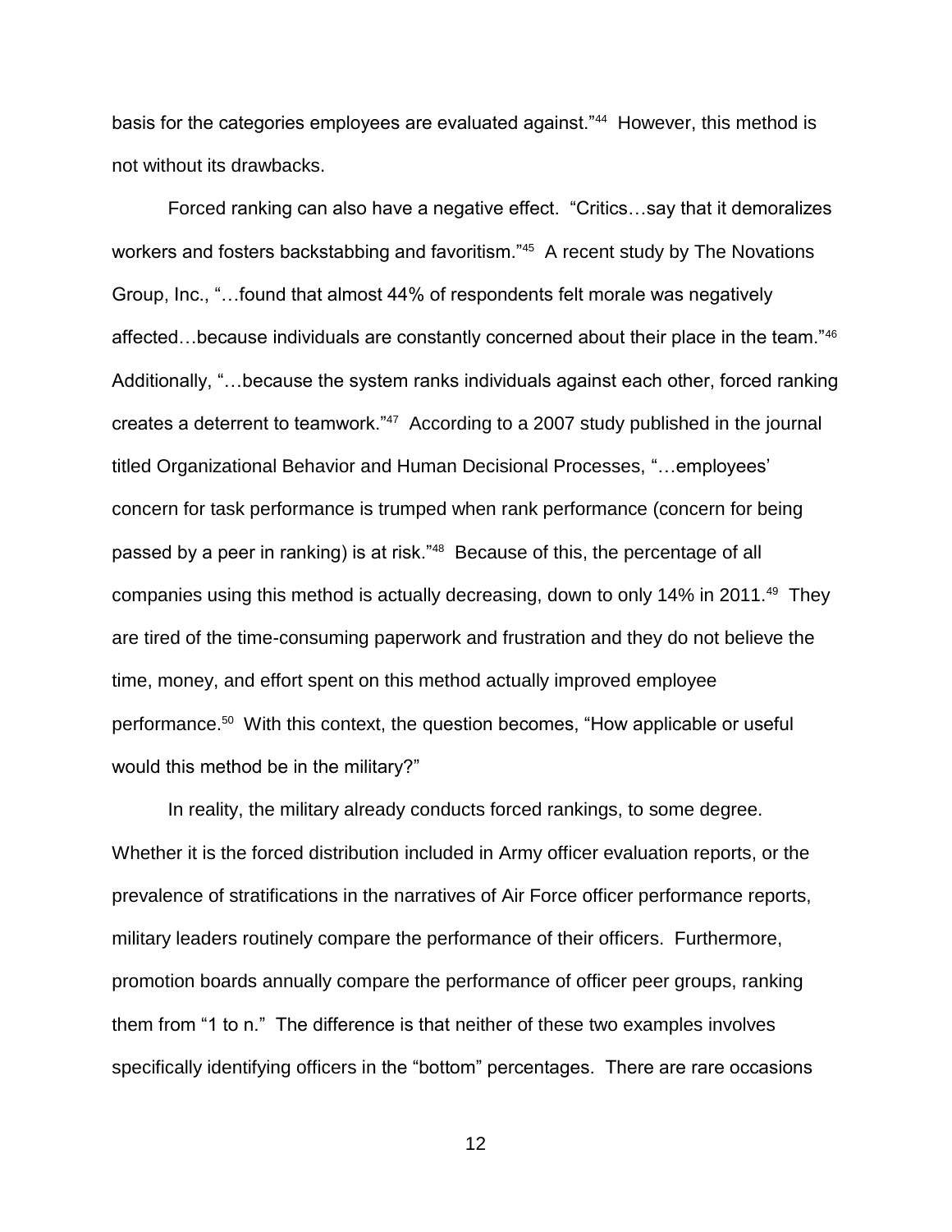basis for the categories employees are evaluated against."[44] However, this method is not without its drawbacks.

Forced ranking can also have a negative effect. "Critics…say that it demoralizes workers and fosters backstabbing and favoritism."[45] A recent study by The Novations Group, Inc., "…found that almost 44% of respondents felt morale was negatively affected…because individuals are constantly concerned about their place in the team."[46] Additionally, "…because the system ranks individuals against each other, forced ranking creates a deterrent to teamwork."[47] According to a 2007 study published in the journal titled Organizational Behavior and Human Decisional Processes, "…employees' concern for task performance is trumped when rank performance (concern for being passed by a peer in ranking) is at risk."[48] Because of this, the percentage of all companies using this method is actually decreasing, down to only 14% in 2011.[49] They are tired of the time-consuming paperwork and frustration and they do not believe the time, money, and effort spent on this method actually improved employee performance.[50] With this context, the question becomes, "How applicable or useful would this method be in the military?"

In reality, the military already conducts forced rankings, to some degree. Whether it is the forced distribution included in Army officer evaluation reports, or the prevalence of stratifications in the narratives of Air Force officer performance reports, military leaders routinely compare the performance of their officers. Furthermore, promotion boards annually compare the performance of officer peer groups, ranking them from "1 to n." The difference is that neither of these two examples involves specifically identifying officers in the "bottom" percentages. There are rare occasions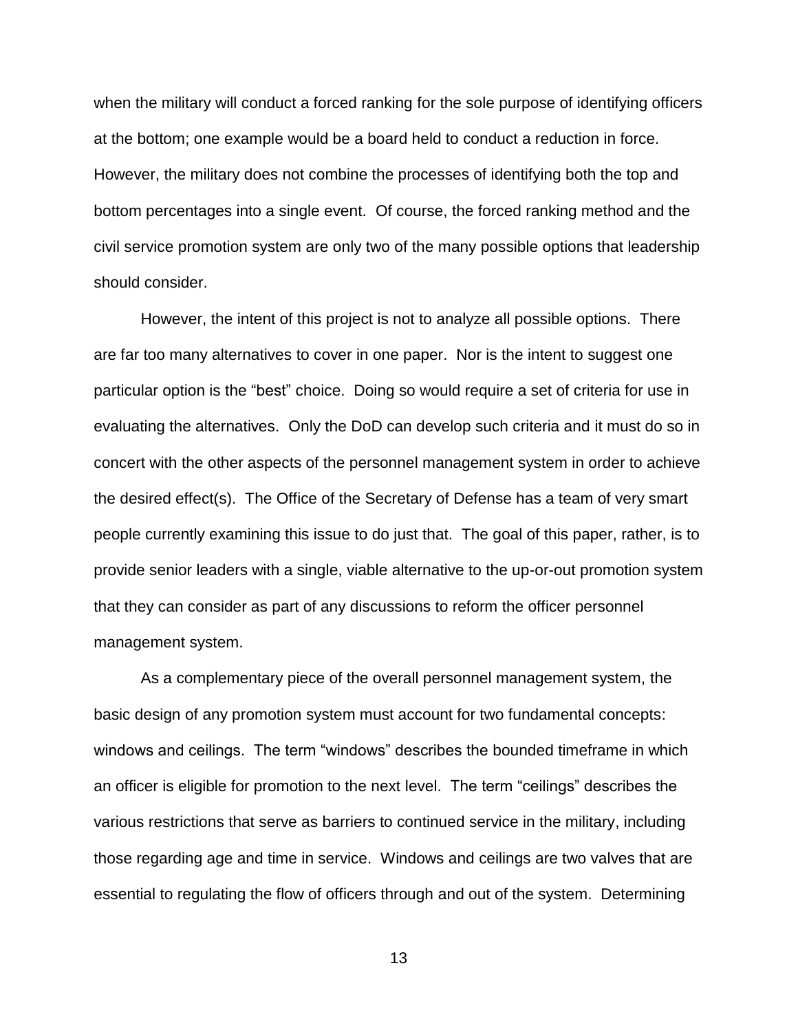when the military will conduct a forced ranking for the sole purpose of identifying officers at the bottom; one example would be a board held to conduct a reduction in force. However, the military does not combine the processes of identifying both the top and bottom percentages into a single event. Of course, the forced ranking method and the civil service promotion system are only two of the many possible options that leadership should consider.

However, the intent of this project is not to analyze all possible options. There are far too many alternatives to cover in one paper. Nor is the intent to suggest one particular option is the "best" choice. Doing so would require a set of criteria for use in evaluating the alternatives. Only the DoD can develop such criteria and it must do so in concert with the other aspects of the personnel management system in order to achieve the desired effect(s). The Office of the Secretary of Defense has a team of very smart people currently examining this issue to do just that. The goal of this paper, rather, is to provide senior leaders with a single, viable alternative to the up-or-out promotion system that they can consider as part of any discussions to reform the officer personnel management system.

As a complementary piece of the overall personnel management system, the basic design of any promotion system must account for two fundamental concepts: windows and ceilings. The term "windows" describes the bounded timeframe in which an officer is eligible for promotion to the next level. The term "ceilings" describes the various restrictions that serve as barriers to continued service in the military, including those regarding age and time in service. Windows and ceilings are two valves that are essential to regulating the flow of officers through and out of the system. Determining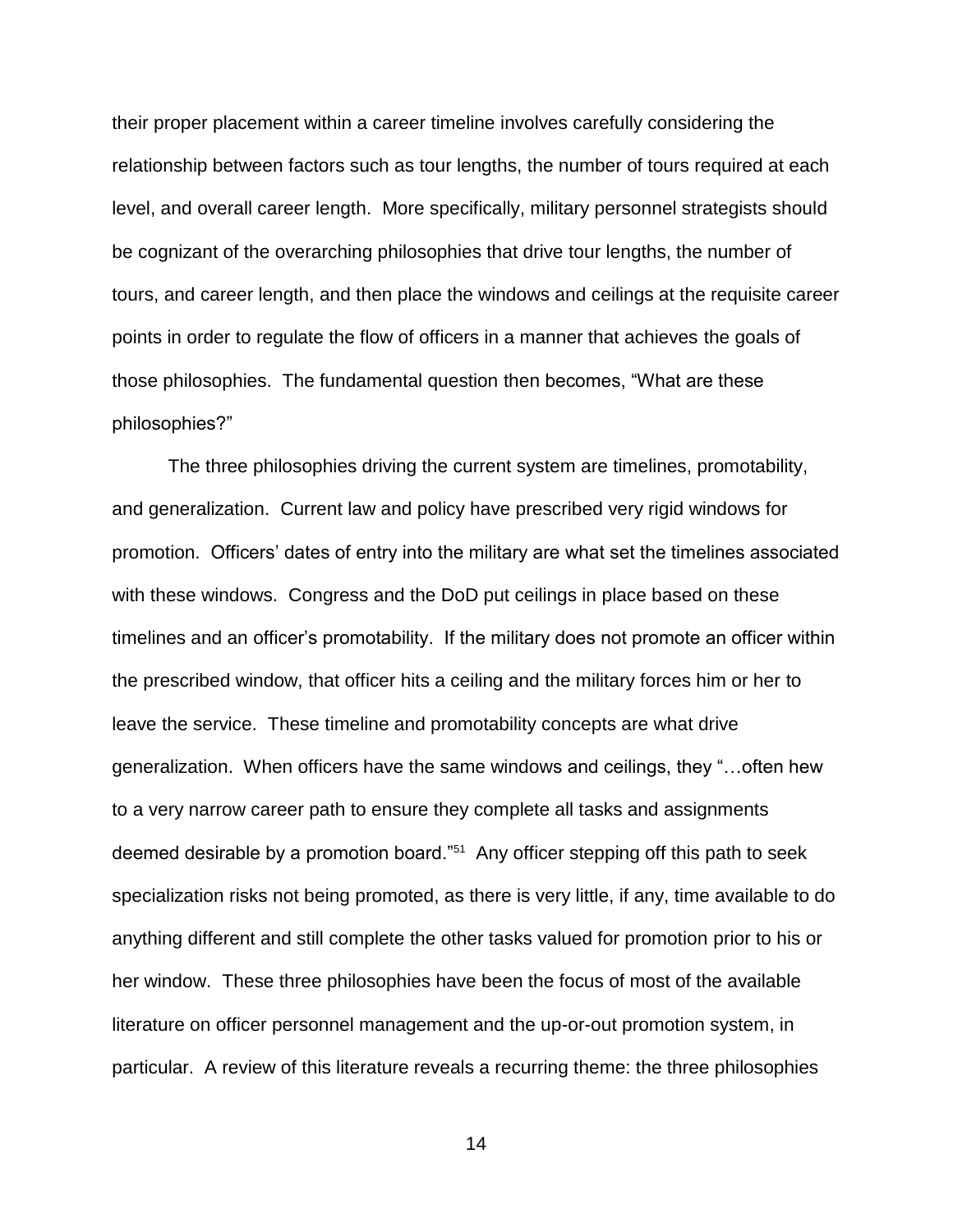their proper placement within a career timeline involves carefully considering the relationship between factors such as tour lengths, the number of tours required at each level, and overall career length. More specifically, military personnel strategists should be cognizant of the overarching philosophies that drive tour lengths, the number of tours, and career length, and then place the windows and ceilings at the requisite career points in order to regulate the flow of officers in a manner that achieves the goals of those philosophies. The fundamental question then becomes, "What are these philosophies?"

The three philosophies driving the current system are timelines, promotability, and generalization. Current law and policy have prescribed very rigid windows for promotion. Officers' dates of entry into the military are what set the timelines associated with these windows. Congress and the DoD put ceilings in place based on these timelines and an officer's promotability. If the military does not promote an officer within the prescribed window, that officer hits a ceiling and the military forces him or her to leave the service. These timeline and promotability concepts are what drive generalization. When officers have the same windows and ceilings, they "…often hew to a very narrow career path to ensure they complete all tasks and assignments deemed desirable by a promotion board."[51] Any officer stepping off this path to seek specialization risks not being promoted, as there is very little, if any, time available to do anything different and still complete the other tasks valued for promotion prior to his or her window. These three philosophies have been the focus of most of the available literature on officer personnel management and the up-or-out promotion system, in particular. A review of this literature reveals a recurring theme: the three philosophies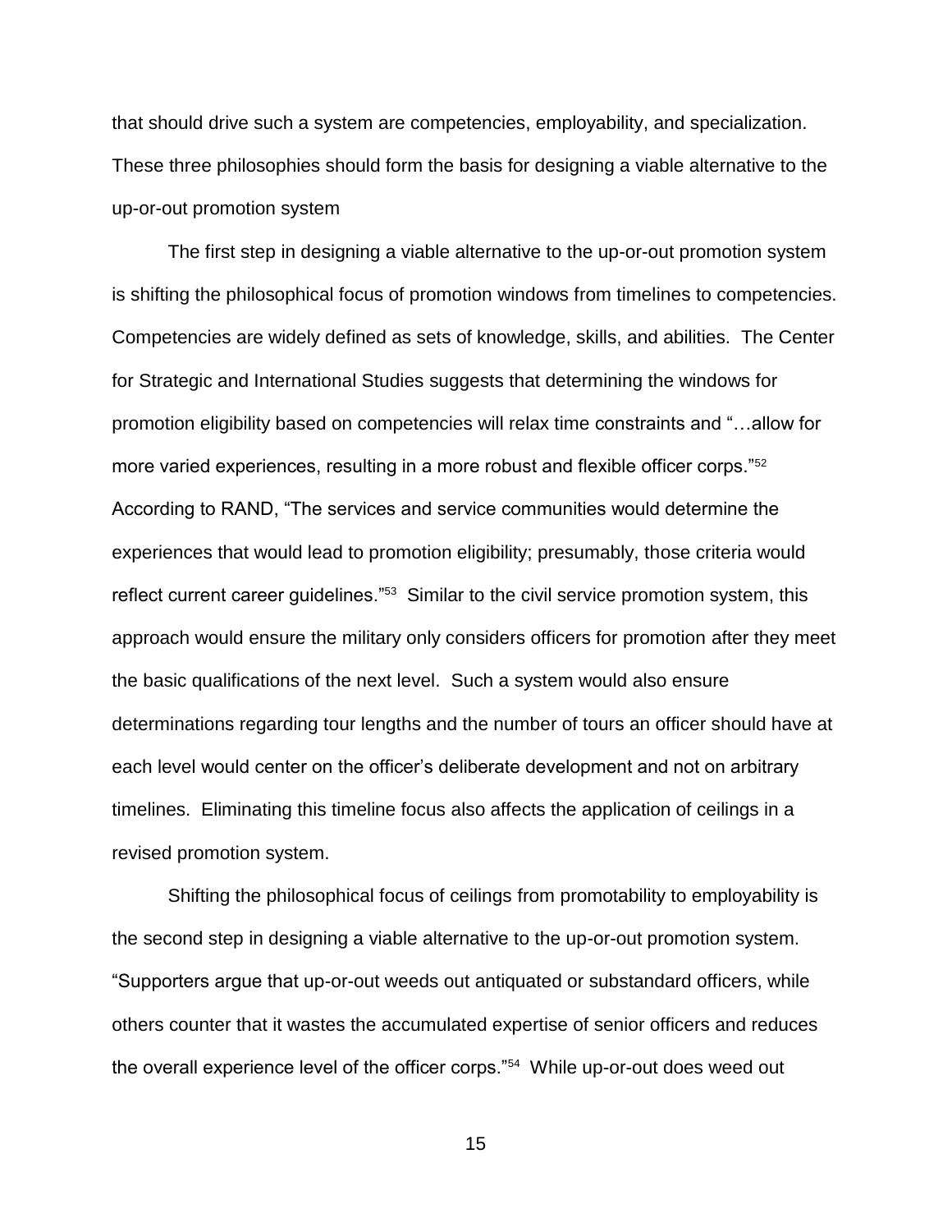that should drive such a system are competencies, employability, and specialization. These three philosophies should form the basis for designing a viable alternative to the up-or-out promotion system

The first step in designing a viable alternative to the up-or-out promotion system is shifting the philosophical focus of promotion windows from timelines to competencies. Competencies are widely defined as sets of knowledge, skills, and abilities. The Center for Strategic and International Studies suggests that determining the windows for promotion eligibility based on competencies will relax time constraints and "…allow for more varied experiences, resulting in a more robust and flexible officer corps."[52] According to RAND, "The services and service communities would determine the experiences that would lead to promotion eligibility; presumably, those criteria would reflect current career guidelines."[53] Similar to the civil service promotion system, this approach would ensure the military only considers officers for promotion after they meet the basic qualifications of the next level. Such a system would also ensure determinations regarding tour lengths and the number of tours an officer should have at each level would center on the officer's deliberate development and not on arbitrary timelines. Eliminating this timeline focus also affects the application of ceilings in a revised promotion system.

Shifting the philosophical focus of ceilings from promotability to employability is the second step in designing a viable alternative to the up-or-out promotion system. "Supporters argue that up-or-out weeds out antiquated or substandard officers, while others counter that it wastes the accumulated expertise of senior officers and reduces the overall experience level of the officer corps."[54] While up-or-out does weed out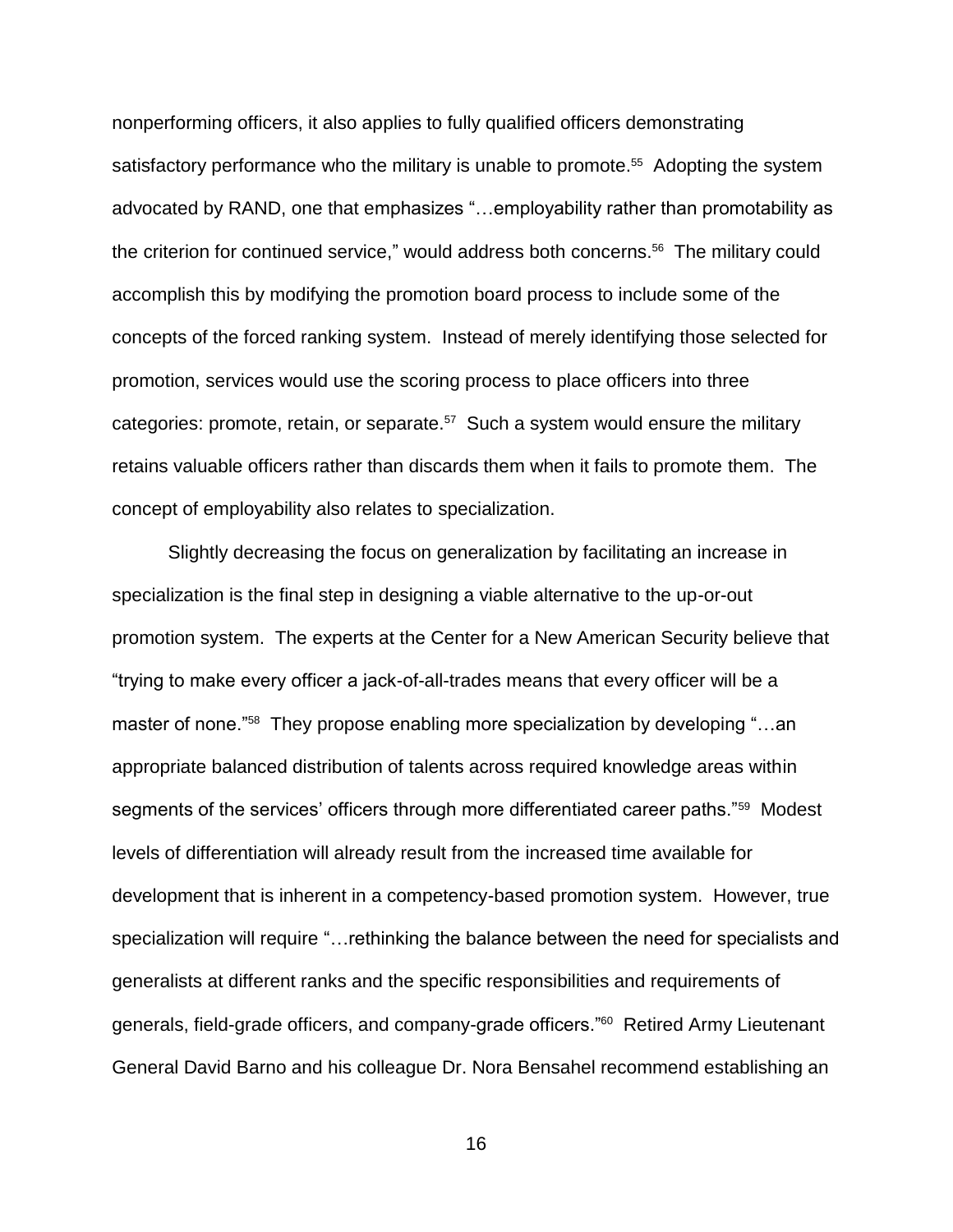nonperforming officers, it also applies to fully qualified officers demonstrating satisfactory performance who the military is unable to promote.[55] Adopting the system advocated by RAND, one that emphasizes "…employability rather than promotability as the criterion for continued service," would address both concerns.[56] The military could accomplish this by modifying the promotion board process to include some of the concepts of the forced ranking system. Instead of merely identifying those selected for promotion, services would use the scoring process to place officers into three categories: promote, retain, or separate.[57] Such a system would ensure the military retains valuable officers rather than discards them when it fails to promote them. The concept of employability also relates to specialization.

Slightly decreasing the focus on generalization by facilitating an increase in specialization is the final step in designing a viable alternative to the up-or-out promotion system. The experts at the Center for a New American Security believe that "trying to make every officer a jack-of-all-trades means that every officer will be a master of none."[58] They propose enabling more specialization by developing "…an appropriate balanced distribution of talents across required knowledge areas within segments of the services' officers through more differentiated career paths."[59] Modest levels of differentiation will already result from the increased time available for development that is inherent in a competency-based promotion system. However, true specialization will require "…rethinking the balance between the need for specialists and generalists at different ranks and the specific responsibilities and requirements of generals, field-grade officers, and company-grade officers."[60] Retired Army Lieutenant General David Barno and his colleague Dr. Nora Bensahel recommend establishing an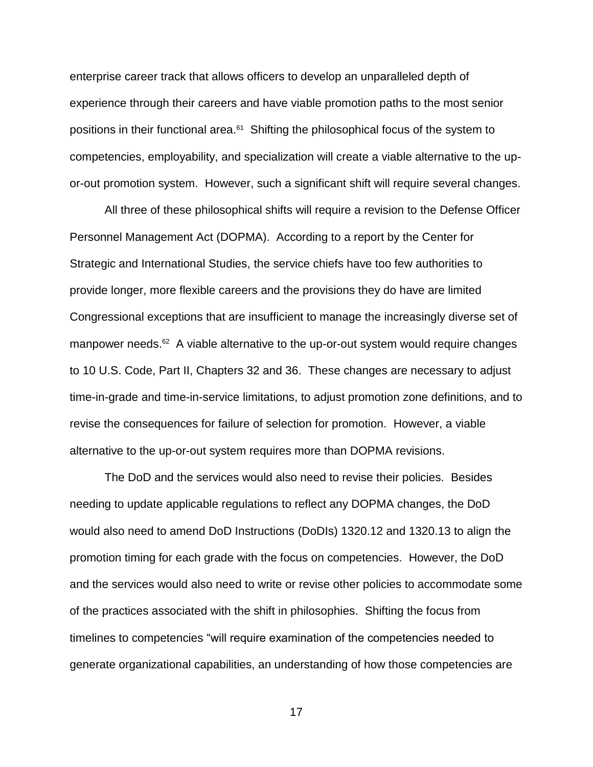enterprise career track that allows officers to develop an unparalleled depth of experience through their careers and have viable promotion paths to the most senior positions in their functional area.[61] Shifting the philosophical focus of the system to competencies, employability, and specialization will create a viable alternative to the up-or-out promotion system. However, such a significant shift will require several changes.

All three of these philosophical shifts will require a revision to the Defense Officer Personnel Management Act (DOPMA). According to a report by the Center for Strategic and International Studies, the service chiefs have too few authorities to provide longer, more flexible careers and the provisions they do have are limited Congressional exceptions that are insufficient to manage the increasingly diverse set of manpower needs.[62] A viable alternative to the up-or-out system would require changes to 10 U.S. Code, Part II, Chapters 32 and 36. These changes are necessary to adjust time-in-grade and time-in-service limitations, to adjust promotion zone definitions, and to revise the consequences for failure of selection for promotion. However, a viable alternative to the up-or-out system requires more than DOPMA revisions.

The DoD and the services would also need to revise their policies. Besides needing to update applicable regulations to reflect any DOPMA changes, the DoD would also need to amend DoD Instructions (DoDIs) 1320.12 and 1320.13 to align the promotion timing for each grade with the focus on competencies. However, the DoD and the services would also need to write or revise other policies to accommodate some of the practices associated with the shift in philosophies. Shifting the focus from timelines to competencies "will require examination of the competencies needed to generate organizational capabilities, an understanding of how those competencies are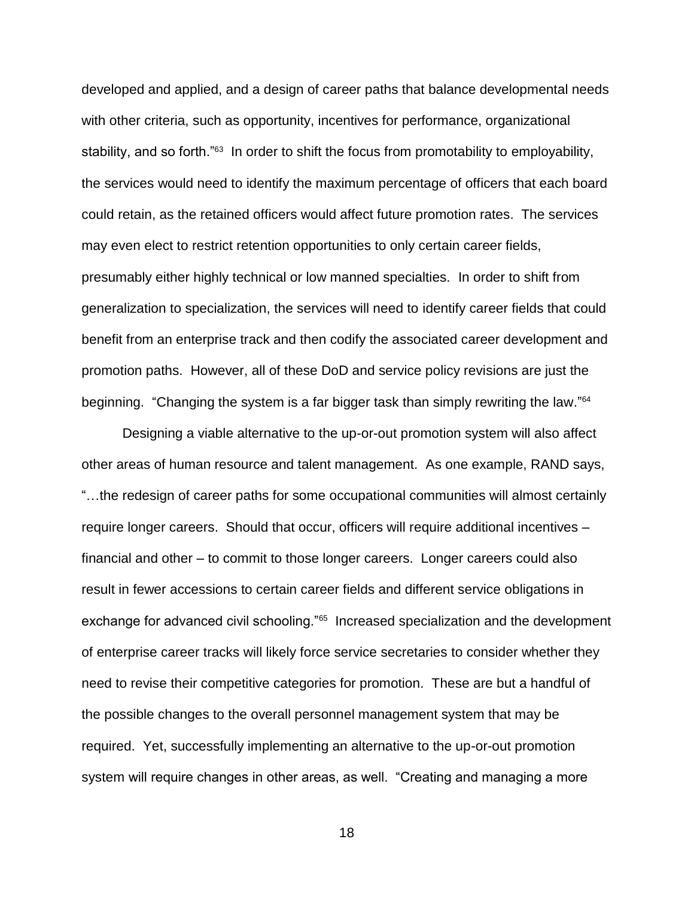developed and applied, and a design of career paths that balance developmental needs with other criteria, such as opportunity, incentives for performance, organizational stability, and so forth."[63] In order to shift the focus from promotability to employability, the services would need to identify the maximum percentage of officers that each board could retain, as the retained officers would affect future promotion rates. The services may even elect to restrict retention opportunities to only certain career fields, presumably either highly technical or low manned specialties. In order to shift from generalization to specialization, the services will need to identify career fields that could benefit from an enterprise track and then codify the associated career development and promotion paths. However, all of these DoD and service policy revisions are just the beginning. "Changing the system is a far bigger task than simply rewriting the law."[64]

Designing a viable alternative to the up-or-out promotion system will also affect other areas of human resource and talent management. As one example, RAND says, "…the redesign of career paths for some occupational communities will almost certainly require longer careers. Should that occur, officers will require additional incentives – financial and other – to commit to those longer careers. Longer careers could also result in fewer accessions to certain career fields and different service obligations in exchange for advanced civil schooling."[65] Increased specialization and the development of enterprise career tracks will likely force service secretaries to consider whether they need to revise their competitive categories for promotion. These are but a handful of the possible changes to the overall personnel management system that may be required. Yet, successfully implementing an alternative to the up-or-out promotion system will require changes in other areas, as well. "Creating and managing a more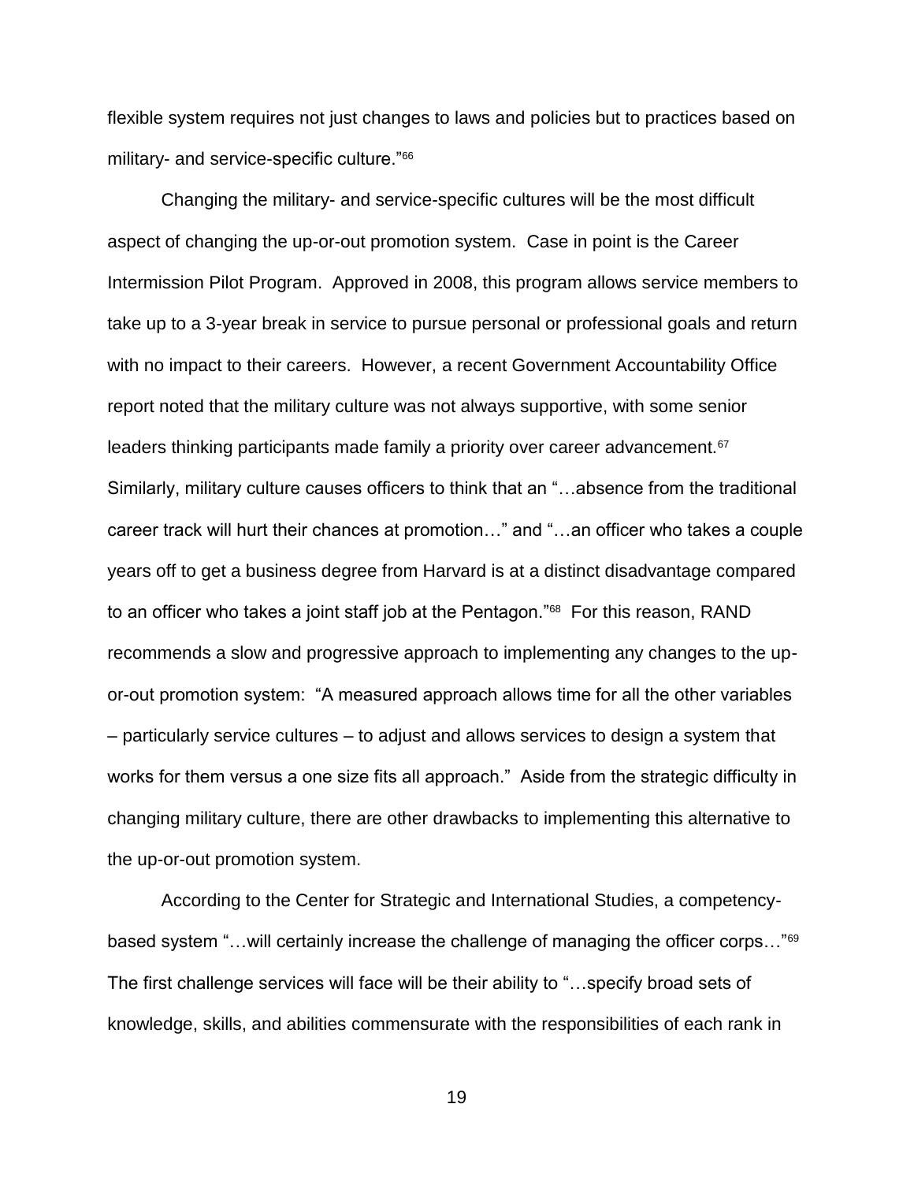flexible system requires not just changes to laws and policies but to practices based on military- and service-specific culture."[66]

Changing the military- and service-specific cultures will be the most difficult aspect of changing the up-or-out promotion system. Case in point is the Career Intermission Pilot Program. Approved in 2008, this program allows service members to take up to a 3-year break in service to pursue personal or professional goals and return with no impact to their careers. However, a recent Government Accountability Office report noted that the military culture was not always supportive, with some senior leaders thinking participants made family a priority over career advancement.[67] Similarly, military culture causes officers to think that an "…absence from the traditional career track will hurt their chances at promotion…" and "…an officer who takes a couple years off to get a business degree from Harvard is at a distinct disadvantage compared to an officer who takes a joint staff job at the Pentagon."[68] For this reason, RAND recommends a slow and progressive approach to implementing any changes to the up-or-out promotion system: "A measured approach allows time for all the other variables – particularly service cultures – to adjust and allows services to design a system that works for them versus a one size fits all approach." Aside from the strategic difficulty in changing military culture, there are other drawbacks to implementing this alternative to the up-or-out promotion system.

According to the Center for Strategic and International Studies, a competency-based system "…will certainly increase the challenge of managing the officer corps…"[69] The first challenge services will face will be their ability to "…specify broad sets of knowledge, skills, and abilities commensurate with the responsibilities of each rank in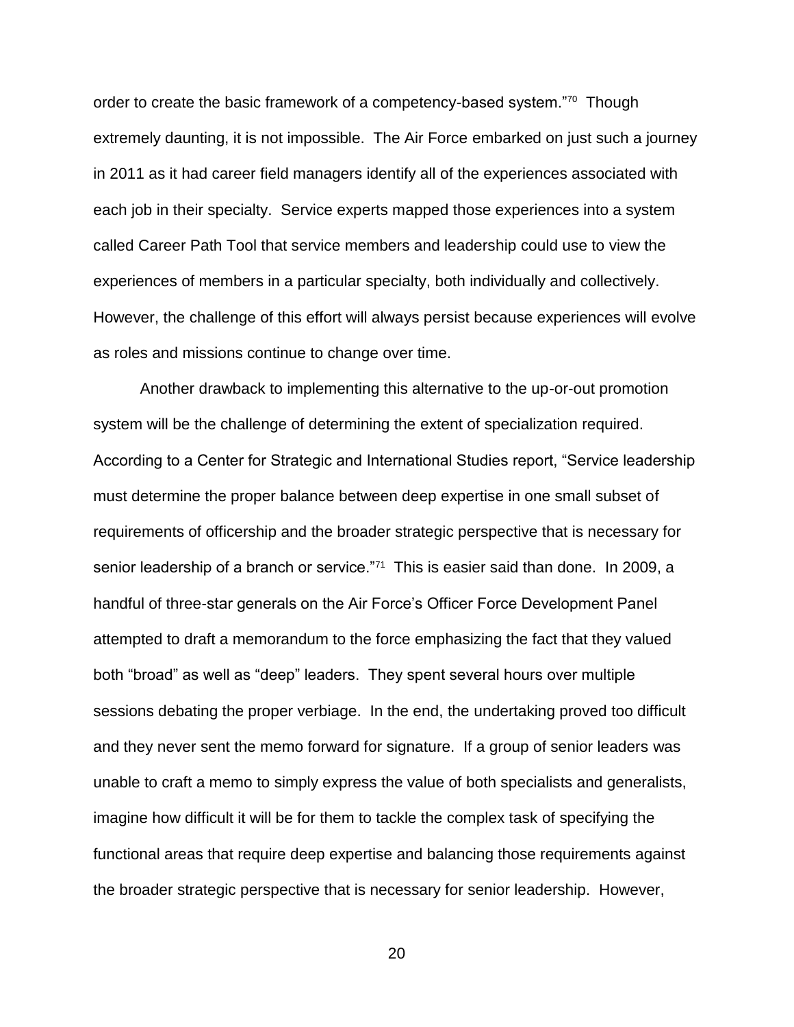order to create the basic framework of a competency-based system."[70] Though extremely daunting, it is not impossible. The Air Force embarked on just such a journey in 2011 as it had career field managers identify all of the experiences associated with each job in their specialty. Service experts mapped those experiences into a system called Career Path Tool that service members and leadership could use to view the experiences of members in a particular specialty, both individually and collectively. However, the challenge of this effort will always persist because experiences will evolve as roles and missions continue to change over time.

Another drawback to implementing this alternative to the up-or-out promotion system will be the challenge of determining the extent of specialization required. According to a Center for Strategic and International Studies report, "Service leadership must determine the proper balance between deep expertise in one small subset of requirements of officership and the broader strategic perspective that is necessary for senior leadership of a branch or service."[71] This is easier said than done. In 2009, a handful of three-star generals on the Air Force's Officer Force Development Panel attempted to draft a memorandum to the force emphasizing the fact that they valued both "broad" as well as "deep" leaders. They spent several hours over multiple sessions debating the proper verbiage. In the end, the undertaking proved too difficult and they never sent the memo forward for signature. If a group of senior leaders was unable to craft a memo to simply express the value of both specialists and generalists, imagine how difficult it will be for them to tackle the complex task of specifying the functional areas that require deep expertise and balancing those requirements against the broader strategic perspective that is necessary for senior leadership. However,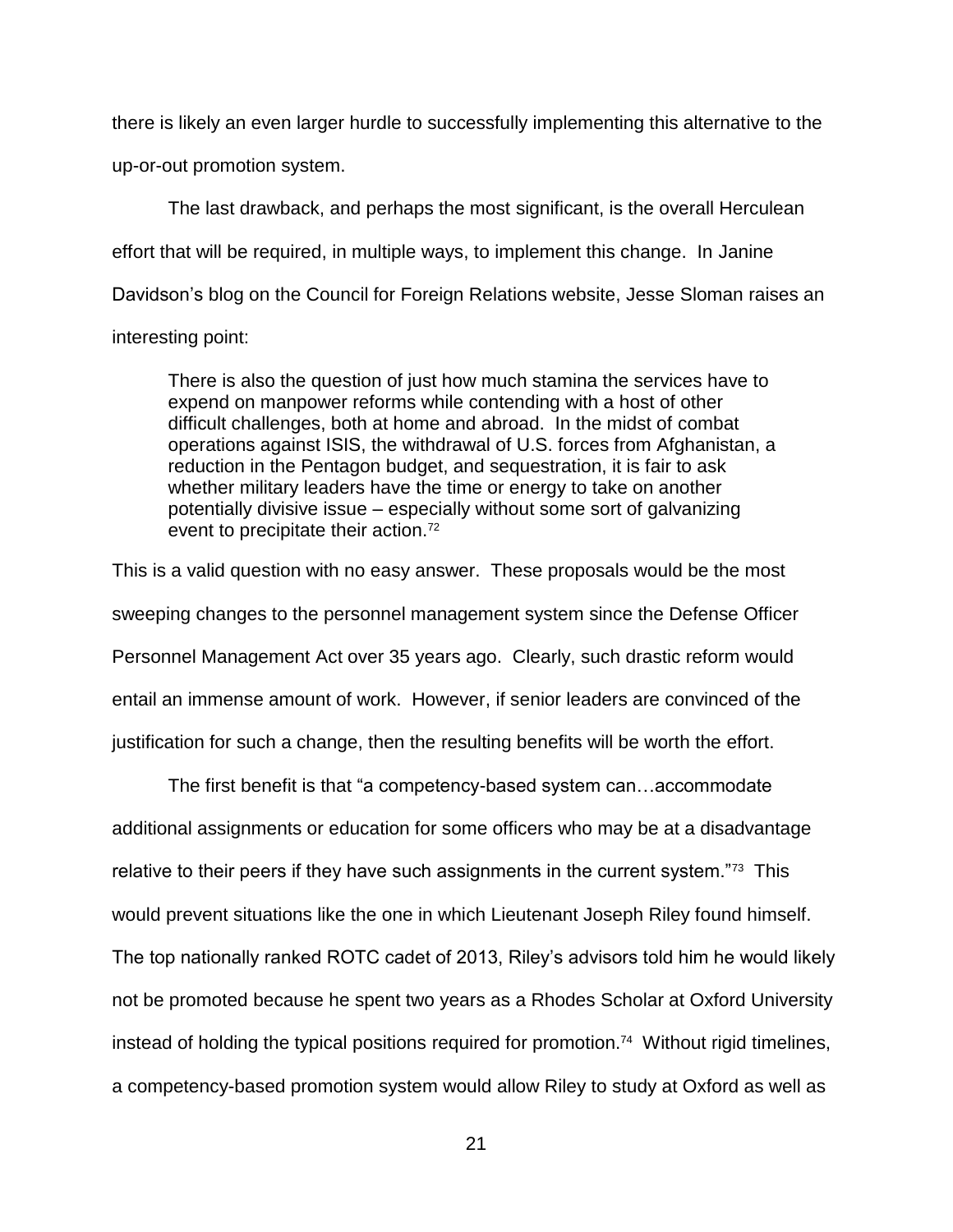there is likely an even larger hurdle to successfully implementing this alternative to the up-or-out promotion system.

The last drawback, and perhaps the most significant, is the overall Herculean effort that will be required, in multiple ways, to implement this change. In Janine Davidson's blog on the Council for Foreign Relations website, Jesse Sloman raises an interesting point:

> There is also the question of just how much stamina the services have to expend on manpower reforms while contending with a host of other difficult challenges, both at home and abroad. In the midst of combat operations against ISIS, the withdrawal of U.S. forces from Afghanistan, a reduction in the Pentagon budget, and sequestration, it is fair to ask whether military leaders have the time or energy to take on another potentially divisive issue – especially without some sort of galvanizing event to precipitate their action.[72]

This is a valid question with no easy answer. These proposals would be the most sweeping changes to the personnel management system since the Defense Officer Personnel Management Act over 35 years ago. Clearly, such drastic reform would entail an immense amount of work. However, if senior leaders are convinced of the justification for such a change, then the resulting benefits will be worth the effort.

The first benefit is that "a competency-based system can…accommodate additional assignments or education for some officers who may be at a disadvantage relative to their peers if they have such assignments in the current system."[73] This would prevent situations like the one in which Lieutenant Joseph Riley found himself. The top nationally ranked ROTC cadet of 2013, Riley's advisors told him he would likely not be promoted because he spent two years as a Rhodes Scholar at Oxford University instead of holding the typical positions required for promotion.[74] Without rigid timelines, a competency-based promotion system would allow Riley to study at Oxford as well as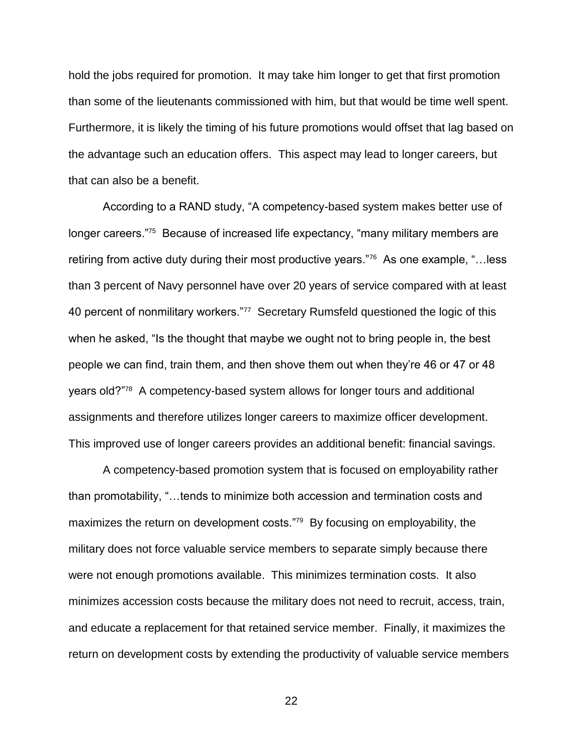hold the jobs required for promotion. It may take him longer to get that first promotion than some of the lieutenants commissioned with him, but that would be time well spent. Furthermore, it is likely the timing of his future promotions would offset that lag based on the advantage such an education offers. This aspect may lead to longer careers, but that can also be a benefit.

According to a RAND study, "A competency-based system makes better use of longer careers."[75] Because of increased life expectancy, "many military members are retiring from active duty during their most productive years."[76] As one example, "…less than 3 percent of Navy personnel have over 20 years of service compared with at least 40 percent of nonmilitary workers."[77] Secretary Rumsfeld questioned the logic of this when he asked, "Is the thought that maybe we ought not to bring people in, the best people we can find, train them, and then shove them out when they're 46 or 47 or 48 years old?"[78] A competency-based system allows for longer tours and additional assignments and therefore utilizes longer careers to maximize officer development. This improved use of longer careers provides an additional benefit: financial savings.

A competency-based promotion system that is focused on employability rather than promotability, "…tends to minimize both accession and termination costs and maximizes the return on development costs."[79] By focusing on employability, the military does not force valuable service members to separate simply because there were not enough promotions available. This minimizes termination costs. It also minimizes accession costs because the military does not need to recruit, access, train, and educate a replacement for that retained service member. Finally, it maximizes the return on development costs by extending the productivity of valuable service members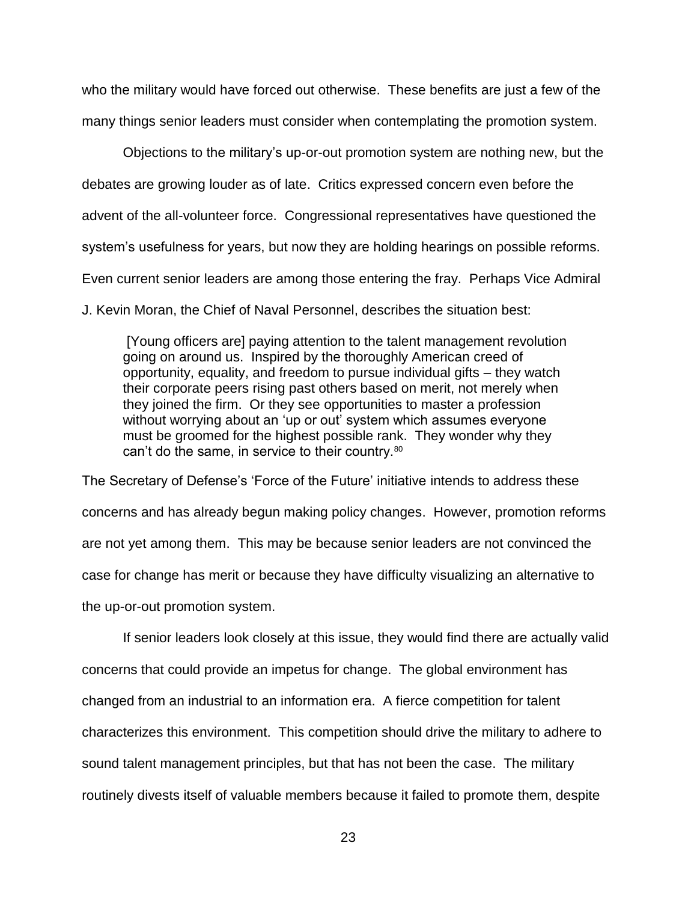who the military would have forced out otherwise. These benefits are just a few of the many things senior leaders must consider when contemplating the promotion system.

Objections to the military's up-or-out promotion system are nothing new, but the debates are growing louder as of late. Critics expressed concern even before the advent of the all-volunteer force. Congressional representatives have questioned the system's usefulness for years, but now they are holding hearings on possible reforms. Even current senior leaders are among those entering the fray. Perhaps Vice Admiral J. Kevin Moran, the Chief of Naval Personnel, describes the situation best:

> [Young officers are] paying attention to the talent management revolution going on around us. Inspired by the thoroughly American creed of opportunity, equality, and freedom to pursue individual gifts – they watch their corporate peers rising past others based on merit, not merely when they joined the firm. Or they see opportunities to master a profession without worrying about an 'up or out' system which assumes everyone must be groomed for the highest possible rank. They wonder why they can't do the same, in service to their country.[80]

The Secretary of Defense's 'Force of the Future' initiative intends to address these concerns and has already begun making policy changes. However, promotion reforms are not yet among them. This may be because senior leaders are not convinced the case for change has merit or because they have difficulty visualizing an alternative to the up-or-out promotion system.

If senior leaders look closely at this issue, they would find there are actually valid concerns that could provide an impetus for change. The global environment has changed from an industrial to an information era. A fierce competition for talent characterizes this environment. This competition should drive the military to adhere to sound talent management principles, but that has not been the case. The military routinely divests itself of valuable members because it failed to promote them, despite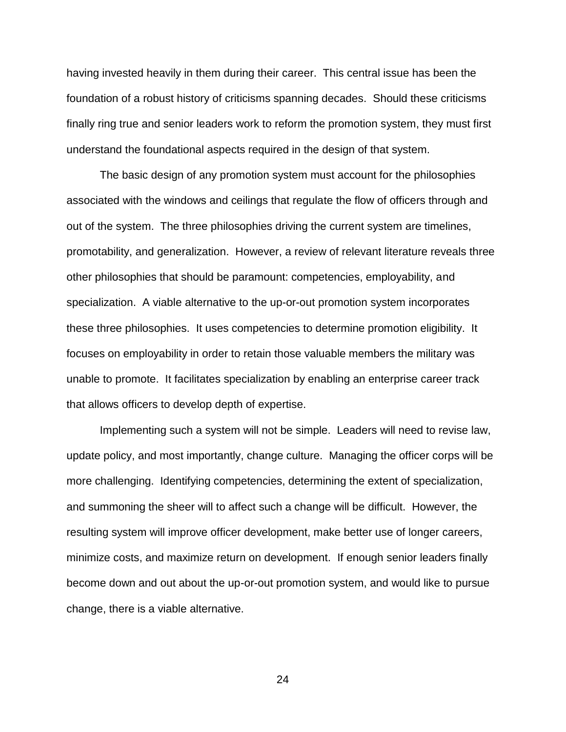having invested heavily in them during their career. This central issue has been the foundation of a robust history of criticisms spanning decades. Should these criticisms finally ring true and senior leaders work to reform the promotion system, they must first understand the foundational aspects required in the design of that system.

The basic design of any promotion system must account for the philosophies associated with the windows and ceilings that regulate the flow of officers through and out of the system. The three philosophies driving the current system are timelines, promotability, and generalization. However, a review of relevant literature reveals three other philosophies that should be paramount: competencies, employability, and specialization. A viable alternative to the up-or-out promotion system incorporates these three philosophies. It uses competencies to determine promotion eligibility. It focuses on employability in order to retain those valuable members the military was unable to promote. It facilitates specialization by enabling an enterprise career track that allows officers to develop depth of expertise.

Implementing such a system will not be simple. Leaders will need to revise law, update policy, and most importantly, change culture. Managing the officer corps will be more challenging. Identifying competencies, determining the extent of specialization, and summoning the sheer will to affect such a change will be difficult. However, the resulting system will improve officer development, make better use of longer careers, minimize costs, and maximize return on development. If enough senior leaders finally become down and out about the up-or-out promotion system, and would like to pursue change, there is a viable alternative.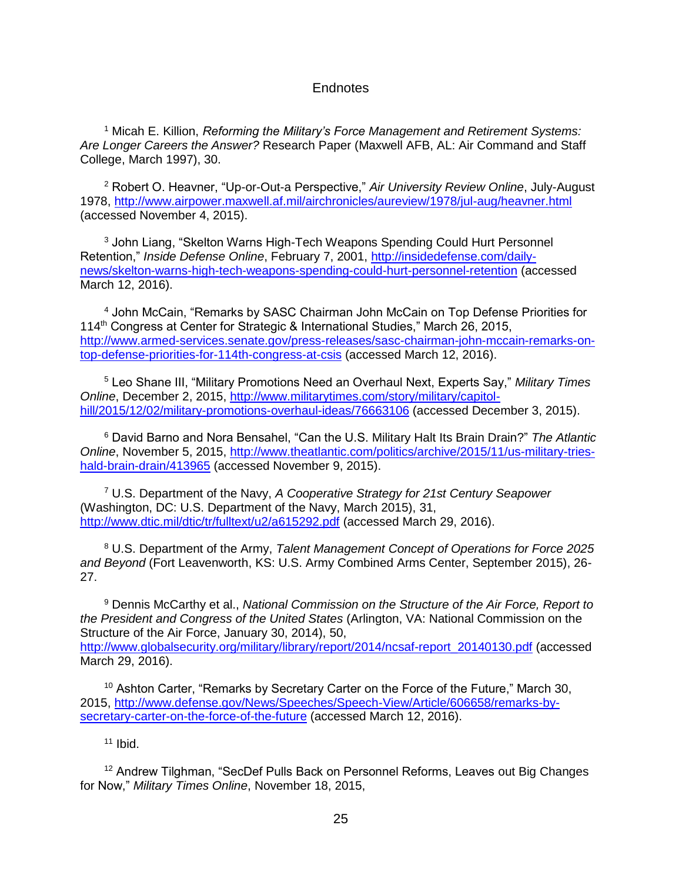# Endnotes

[1] Micah E. Killion, *Reforming the Military's Force Management and Retirement Systems: Are Longer Careers the Answer?* Research Paper (Maxwell AFB, AL: Air Command and Staff College, March 1997), 30.

[2] Robert O. Heavner, "Up-or-Out-a Perspective," *Air University Review Online*, July-August 1978, http://www.airpower.maxwell.af.mil/airchronicles/aureview/1978/jul-aug/heavner.html (accessed November 4, 2015).

[3] John Liang, "Skelton Warns High-Tech Weapons Spending Could Hurt Personnel Retention," *Inside Defense Online*, February 7, 2001, http://insidedefense.com/daily-news/skelton-warns-high-tech-weapons-spending-could-hurt-personnel-retention (accessed March 12, 2016).

[4] John McCain, "Remarks by SASC Chairman John McCain on Top Defense Priorities for 114th Congress at Center for Strategic & International Studies," March 26, 2015, http://www.armed-services.senate.gov/press-releases/sasc-chairman-john-mccain-remarks-on-top-defense-priorities-for-114th-congress-at-csis (accessed March 12, 2016).

[5] Leo Shane III, "Military Promotions Need an Overhaul Next, Experts Say," *Military Times Online*, December 2, 2015, http://www.militarytimes.com/story/military/capitol-hill/2015/12/02/military-promotions-overhaul-ideas/76663106 (accessed December 3, 2015).

[6] David Barno and Nora Bensahel, "Can the U.S. Military Halt Its Brain Drain?" *The Atlantic Online*, November 5, 2015, http://www.theatlantic.com/politics/archive/2015/11/us-military-tries-hald-brain-drain/413965 (accessed November 9, 2015).

[7] U.S. Department of the Navy, *A Cooperative Strategy for 21st Century Seapower* (Washington, DC: U.S. Department of the Navy, March 2015), 31, http://www.dtic.mil/dtic/tr/fulltext/u2/a615292.pdf (accessed March 29, 2016).

[8] U.S. Department of the Army, *Talent Management Concept of Operations for Force 2025 and Beyond* (Fort Leavenworth, KS: U.S. Army Combined Arms Center, September 2015), 26-27.

[9] Dennis McCarthy et al., *National Commission on the Structure of the Air Force, Report to the President and Congress of the United States* (Arlington, VA: National Commission on the Structure of the Air Force, January 30, 2014), 50, http://www.globalsecurity.org/military/library/report/2014/ncsaf-report_20140130.pdf (accessed March 29, 2016).

[10] Ashton Carter, "Remarks by Secretary Carter on the Force of the Future," March 30, 2015, http://www.defense.gov/News/Speeches/Speech-View/Article/606658/remarks-by-secretary-carter-on-the-force-of-the-future (accessed March 12, 2016).

[11] Ibid.

[12] Andrew Tilghman, "SecDef Pulls Back on Personnel Reforms, Leaves out Big Changes for Now," *Military Times Online*, November 18, 2015,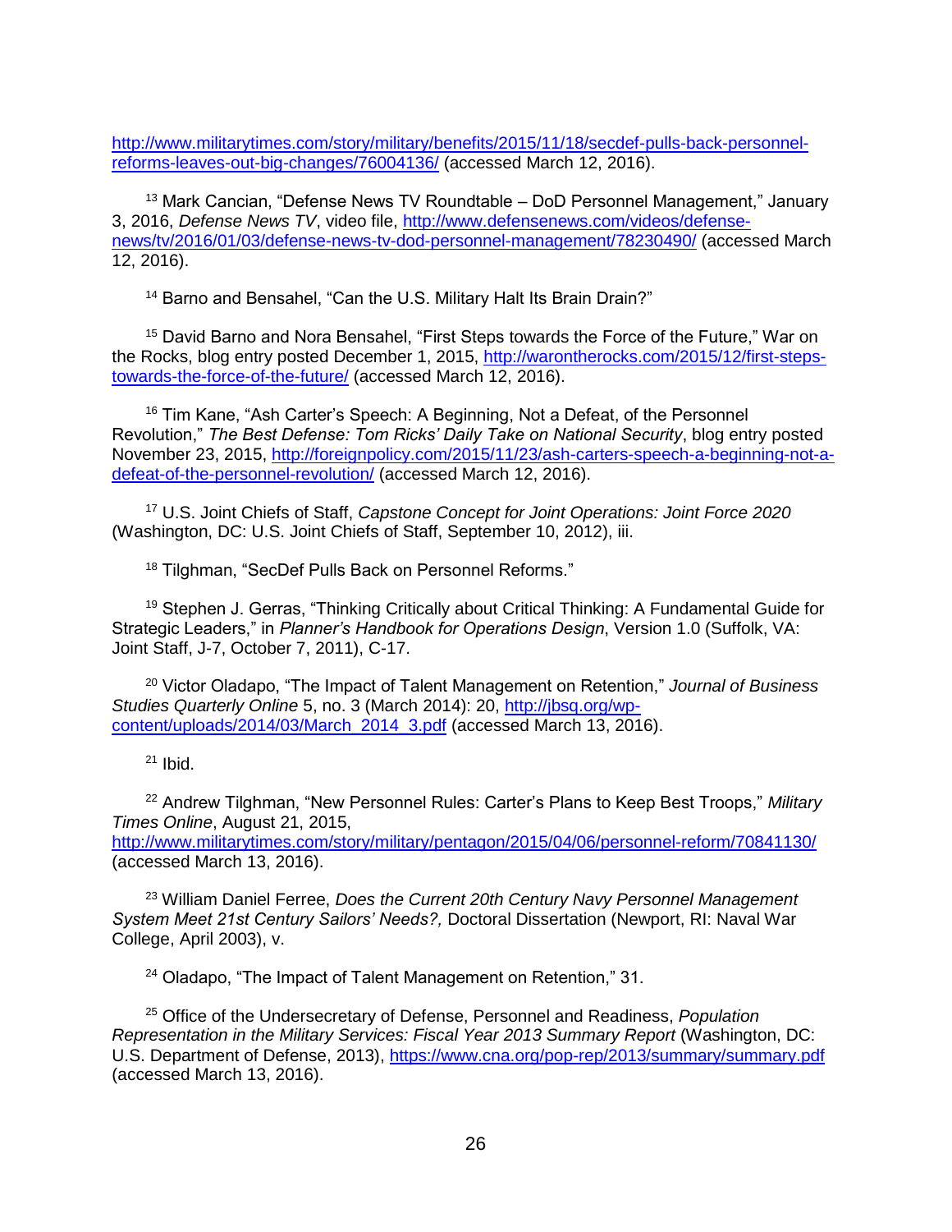http://www.militarytimes.com/story/military/benefits/2015/11/18/secdef-pulls-back-personnel-reforms-leaves-out-big-changes/76004136/ (accessed March 12, 2016).

[13] Mark Cancian, "Defense News TV Roundtable – DoD Personnel Management," January 3, 2016, *Defense News TV*, video file, http://www.defensenews.com/videos/defense-news/tv/2016/01/03/defense-news-tv-dod-personnel-management/78230490/ (accessed March 12, 2016).

[14] Barno and Bensahel, "Can the U.S. Military Halt Its Brain Drain?"

[15] David Barno and Nora Bensahel, "First Steps towards the Force of the Future," War on the Rocks, blog entry posted December 1, 2015, http://warontherocks.com/2015/12/first-steps-towards-the-force-of-the-future/ (accessed March 12, 2016).

[16] Tim Kane, "Ash Carter's Speech: A Beginning, Not a Defeat, of the Personnel Revolution," *The Best Defense: Tom Ricks' Daily Take on National Security*, blog entry posted November 23, 2015, http://foreignpolicy.com/2015/11/23/ash-carters-speech-a-beginning-not-a-defeat-of-the-personnel-revolution/ (accessed March 12, 2016).

[17] U.S. Joint Chiefs of Staff, *Capstone Concept for Joint Operations: Joint Force 2020* (Washington, DC: U.S. Joint Chiefs of Staff, September 10, 2012), iii.

[18] Tilghman, "SecDef Pulls Back on Personnel Reforms."

[19] Stephen J. Gerras, "Thinking Critically about Critical Thinking: A Fundamental Guide for Strategic Leaders," in *Planner's Handbook for Operations Design*, Version 1.0 (Suffolk, VA: Joint Staff, J-7, October 7, 2011), C-17.

[20] Victor Oladapo, "The Impact of Talent Management on Retention," *Journal of Business Studies Quarterly Online* 5, no. 3 (March 2014): 20, http://jbsq.org/wp-content/uploads/2014/03/March_2014_3.pdf (accessed March 13, 2016).

[21] Ibid.

[22] Andrew Tilghman, "New Personnel Rules: Carter's Plans to Keep Best Troops," *Military Times Online*, August 21, 2015, http://www.militarytimes.com/story/military/pentagon/2015/04/06/personnel-reform/70841130/ (accessed March 13, 2016).

[23] William Daniel Ferree, *Does the Current 20th Century Navy Personnel Management System Meet 21st Century Sailors' Needs?,* Doctoral Dissertation (Newport, RI: Naval War College, April 2003), v.

[24] Oladapo, "The Impact of Talent Management on Retention," 31.

[25] Office of the Undersecretary of Defense, Personnel and Readiness, *Population Representation in the Military Services: Fiscal Year 2013 Summary Report* (Washington, DC: U.S. Department of Defense, 2013), https://www.cna.org/pop-rep/2013/summary/summary.pdf (accessed March 13, 2016).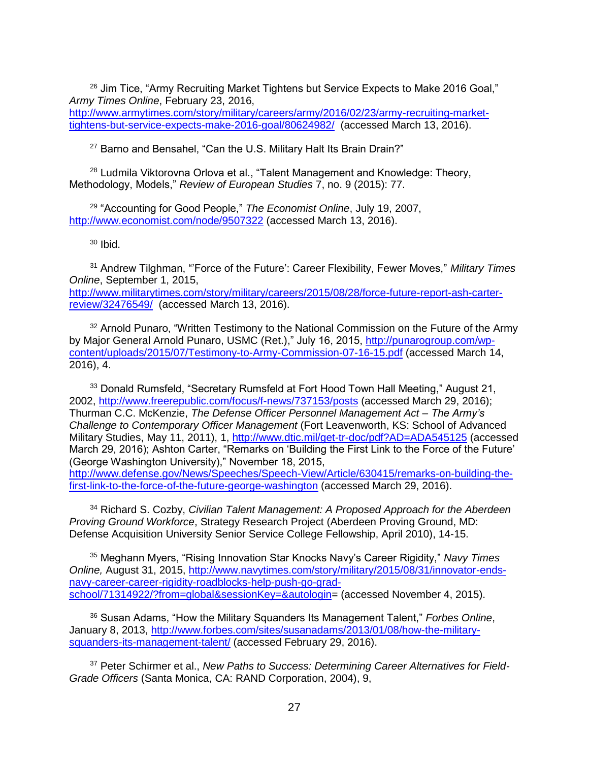[26] Jim Tice, “Army Recruiting Market Tightens but Service Expects to Make 2016 Goal,” *Army Times Online*, February 23, 2016, http://www.armytimes.com/story/military/careers/army/2016/02/23/army-recruiting-market-tightens-but-service-expects-make-2016-goal/80624982/ (accessed March 13, 2016).

[27] Barno and Bensahel, “Can the U.S. Military Halt Its Brain Drain?”

[28] Ludmila Viktorovna Orlova et al., “Talent Management and Knowledge: Theory, Methodology, Models,” *Review of European Studies* 7, no. 9 (2015): 77.

[29] “Accounting for Good People,” *The Economist Online*, July 19, 2007, http://www.economist.com/node/9507322 (accessed March 13, 2016).

[30] Ibid.

[31] Andrew Tilghman, “’Force of the Future’: Career Flexibility, Fewer Moves,” *Military Times Online*, September 1, 2015, http://www.militarytimes.com/story/military/careers/2015/08/28/force-future-report-ash-carter-review/32476549/ (accessed March 13, 2016).

[32] Arnold Punaro, “Written Testimony to the National Commission on the Future of the Army by Major General Arnold Punaro, USMC (Ret.),” July 16, 2015, http://punarogroup.com/wp-content/uploads/2015/07/Testimony-to-Army-Commission-07-16-15.pdf (accessed March 14, 2016), 4.

[33] Donald Rumsfeld, “Secretary Rumsfeld at Fort Hood Town Hall Meeting,” August 21, 2002, http://www.freerepublic.com/focus/f-news/737153/posts (accessed March 29, 2016); Thurman C.C. McKenzie, *The Defense Officer Personnel Management Act – The Army’s Challenge to Contemporary Officer Management* (Fort Leavenworth, KS: School of Advanced Military Studies, May 11, 2011), 1, http://www.dtic.mil/get-tr-doc/pdf?AD=ADA545125 (accessed March 29, 2016); Ashton Carter, “Remarks on ‘Building the First Link to the Force of the Future’ (George Washington University),” November 18, 2015, http://www.defense.gov/News/Speeches/Speech-View/Article/630415/remarks-on-building-the-first-link-to-the-force-of-the-future-george-washington (accessed March 29, 2016).

[34] Richard S. Cozby, *Civilian Talent Management: A Proposed Approach for the Aberdeen Proving Ground Workforce*, Strategy Research Project (Aberdeen Proving Ground, MD: Defense Acquisition University Senior Service College Fellowship, April 2010), 14-15.

[35] Meghann Myers, “Rising Innovation Star Knocks Navy’s Career Rigidity,” *Navy Times Online,* August 31, 2015, http://www.navytimes.com/story/military/2015/08/31/innovator-ends-navy-career-career-rigidity-roadblocks-help-push-go-grad-school/71314922/?from=global&sessionKey=&autologin= (accessed November 4, 2015).

[36] Susan Adams, “How the Military Squanders Its Management Talent,” *Forbes Online*, January 8, 2013, http://www.forbes.com/sites/susanadams/2013/01/08/how-the-military-squanders-its-management-talent/ (accessed February 29, 2016).

[37] Peter Schirmer et al., *New Paths to Success: Determining Career Alternatives for Field-Grade Officers* (Santa Monica, CA: RAND Corporation, 2004), 9,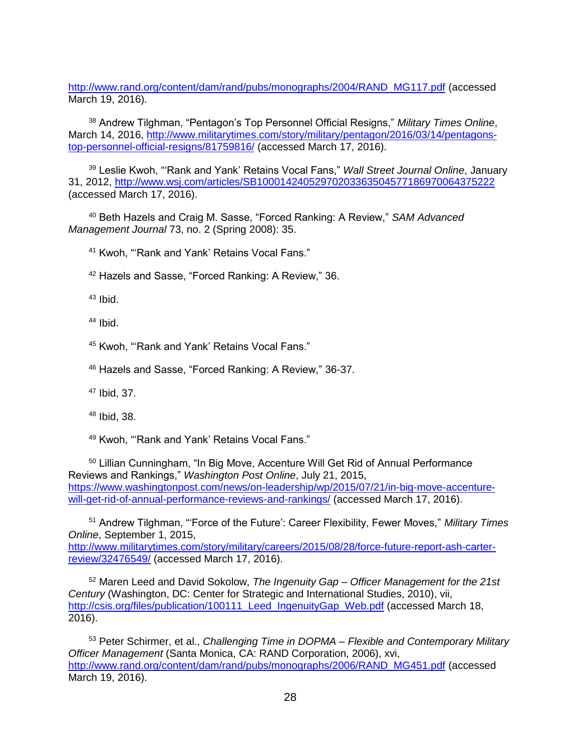http://www.rand.org/content/dam/rand/pubs/monographs/2004/RAND_MG117.pdf (accessed March 19, 2016).

[38] Andrew Tilghman, "Pentagon's Top Personnel Official Resigns," *Military Times Online*, March 14, 2016, http://www.militarytimes.com/story/military/pentagon/2016/03/14/pentagons-top-personnel-official-resigns/81759816/ (accessed March 17, 2016).

[39] Leslie Kwoh, "'Rank and Yank' Retains Vocal Fans," *Wall Street Journal Online*, January 31, 2012, http://www.wsj.com/articles/SB10001424052970203363504577186970064375222 (accessed March 17, 2016).

[40] Beth Hazels and Craig M. Sasse, "Forced Ranking: A Review," *SAM Advanced Management Journal* 73, no. 2 (Spring 2008): 35.

[41] Kwoh, "'Rank and Yank' Retains Vocal Fans."

[42] Hazels and Sasse, "Forced Ranking: A Review," 36.

[43] Ibid.

[44] Ibid.

[45] Kwoh, "'Rank and Yank' Retains Vocal Fans."

[46] Hazels and Sasse, "Forced Ranking: A Review," 36-37.

[47] Ibid, 37.

[48] Ibid, 38.

[49] Kwoh, "'Rank and Yank' Retains Vocal Fans."

[50] Lillian Cunningham, "In Big Move, Accenture Will Get Rid of Annual Performance Reviews and Rankings," *Washington Post Online*, July 21, 2015, https://www.washingtonpost.com/news/on-leadership/wp/2015/07/21/in-big-move-accenture-will-get-rid-of-annual-performance-reviews-and-rankings/ (accessed March 17, 2016).

[51] Andrew Tilghman, "'Force of the Future': Career Flexibility, Fewer Moves," *Military Times Online*, September 1, 2015, http://www.militarytimes.com/story/military/careers/2015/08/28/force-future-report-ash-carter-review/32476549/ (accessed March 17, 2016).

[52] Maren Leed and David Sokolow, *The Ingenuity Gap – Officer Management for the 21st Century* (Washington, DC: Center for Strategic and International Studies, 2010), vii, http://csis.org/files/publication/100111_Leed_IngenuityGap_Web.pdf (accessed March 18, 2016).

[53] Peter Schirmer, et al., *Challenging Time in DOPMA – Flexible and Contemporary Military Officer Management* (Santa Monica, CA: RAND Corporation, 2006), xvi, http://www.rand.org/content/dam/rand/pubs/monographs/2006/RAND_MG451.pdf (accessed March 19, 2016).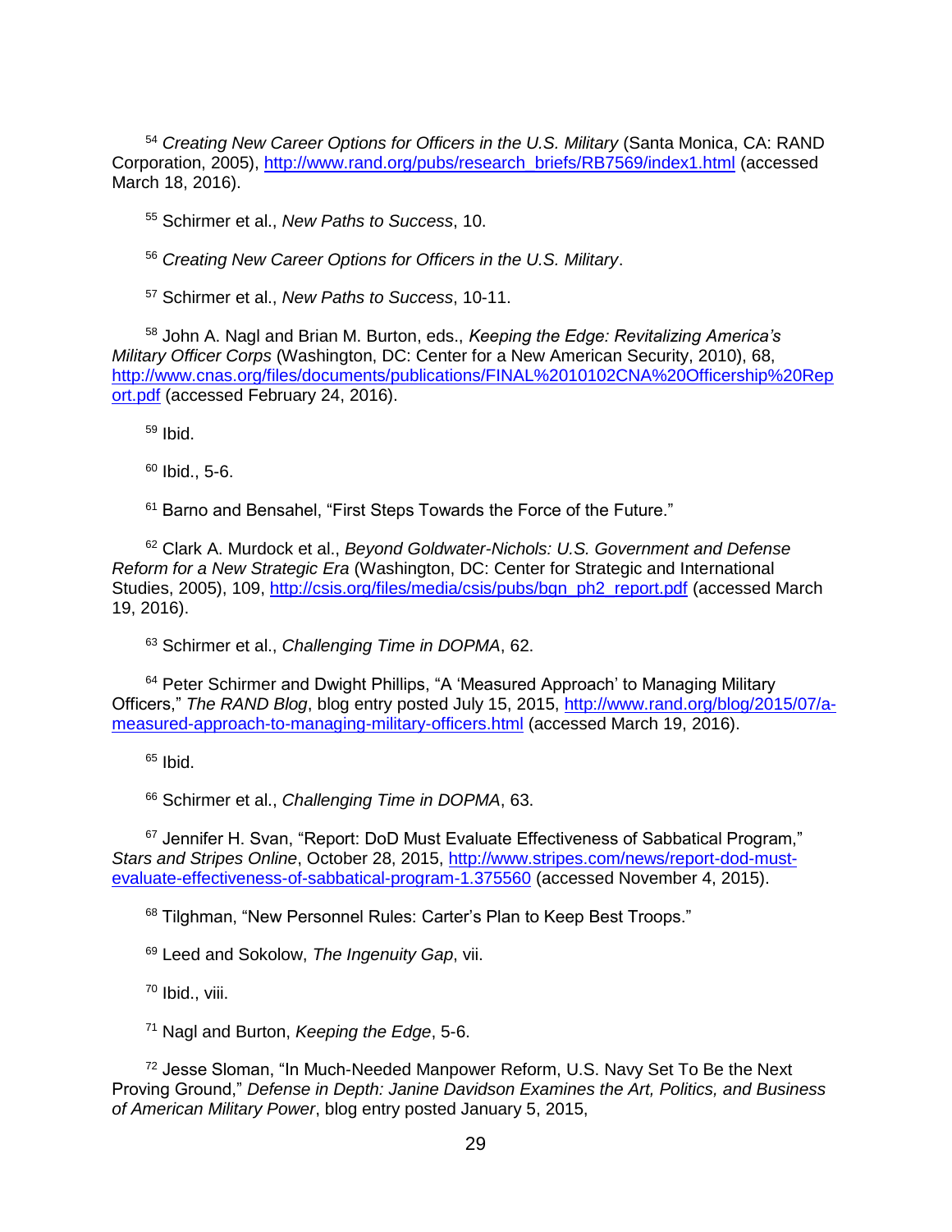[54] *Creating New Career Options for Officers in the U.S. Military* (Santa Monica, CA: RAND Corporation, 2005), http://www.rand.org/pubs/research_briefs/RB7569/index1.html (accessed March 18, 2016).

[55] Schirmer et al., *New Paths to Success*, 10.

[56] *Creating New Career Options for Officers in the U.S. Military*.

[57] Schirmer et al., *New Paths to Success*, 10-11.

[58] John A. Nagl and Brian M. Burton, eds., *Keeping the Edge: Revitalizing America's Military Officer Corps* (Washington, DC: Center for a New American Security, 2010), 68, http://www.cnas.org/files/documents/publications/FINAL%2010102CNA%20Officership%20Report.pdf (accessed February 24, 2016).

[59] Ibid.

[60] Ibid., 5-6.

[61] Barno and Bensahel, "First Steps Towards the Force of the Future."

[62] Clark A. Murdock et al., *Beyond Goldwater-Nichols: U.S. Government and Defense Reform for a New Strategic Era* (Washington, DC: Center for Strategic and International Studies, 2005), 109, http://csis.org/files/media/csis/pubs/bgn_ph2_report.pdf (accessed March 19, 2016).

[63] Schirmer et al., *Challenging Time in DOPMA*, 62.

[64] Peter Schirmer and Dwight Phillips, "A 'Measured Approach' to Managing Military Officers," *The RAND Blog*, blog entry posted July 15, 2015, http://www.rand.org/blog/2015/07/a-measured-approach-to-managing-military-officers.html (accessed March 19, 2016).

[65] Ibid.

[66] Schirmer et al., *Challenging Time in DOPMA*, 63.

[67] Jennifer H. Svan, "Report: DoD Must Evaluate Effectiveness of Sabbatical Program," *Stars and Stripes Online*, October 28, 2015, http://www.stripes.com/news/report-dod-must-evaluate-effectiveness-of-sabbatical-program-1.375560 (accessed November 4, 2015).

[68] Tilghman, "New Personnel Rules: Carter's Plan to Keep Best Troops."

[69] Leed and Sokolow, *The Ingenuity Gap*, vii.

[70] Ibid., viii.

[71] Nagl and Burton, *Keeping the Edge*, 5-6.

[72] Jesse Sloman, "In Much-Needed Manpower Reform, U.S. Navy Set To Be the Next Proving Ground," *Defense in Depth: Janine Davidson Examines the Art, Politics, and Business of American Military Power*, blog entry posted January 5, 2015,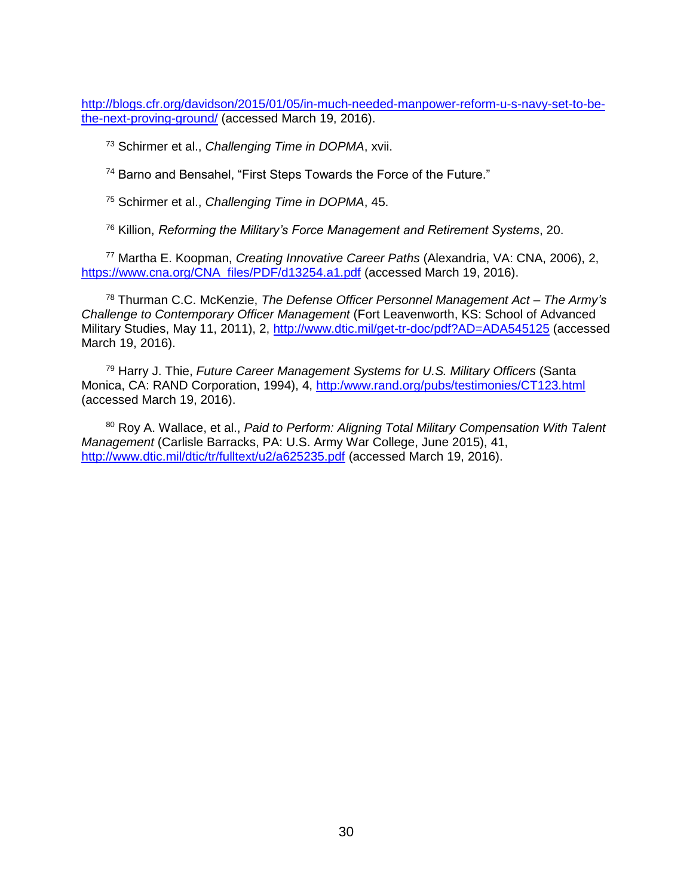http://blogs.cfr.org/davidson/2015/01/05/in-much-needed-manpower-reform-u-s-navy-set-to-be-the-next-proving-ground/ (accessed March 19, 2016).

[73] Schirmer et al., *Challenging Time in DOPMA*, xvii.

[74] Barno and Bensahel, "First Steps Towards the Force of the Future."

[75] Schirmer et al., *Challenging Time in DOPMA*, 45.

[76] Killion, *Reforming the Military's Force Management and Retirement Systems*, 20.

[77] Martha E. Koopman, *Creating Innovative Career Paths* (Alexandria, VA: CNA, 2006), 2, https://www.cna.org/CNA_files/PDF/d13254.a1.pdf (accessed March 19, 2016).

[78] Thurman C.C. McKenzie, *The Defense Officer Personnel Management Act – The Army's Challenge to Contemporary Officer Management* (Fort Leavenworth, KS: School of Advanced Military Studies, May 11, 2011), 2, http://www.dtic.mil/get-tr-doc/pdf?AD=ADA545125 (accessed March 19, 2016).

[79] Harry J. Thie, *Future Career Management Systems for U.S. Military Officers* (Santa Monica, CA: RAND Corporation, 1994), 4, http:/www.rand.org/pubs/testimonies/CT123.html (accessed March 19, 2016).

[80] Roy A. Wallace, et al., *Paid to Perform: Aligning Total Military Compensation With Talent Management* (Carlisle Barracks, PA: U.S. Army War College, June 2015), 41, http://www.dtic.mil/dtic/tr/fulltext/u2/a625235.pdf (accessed March 19, 2016).